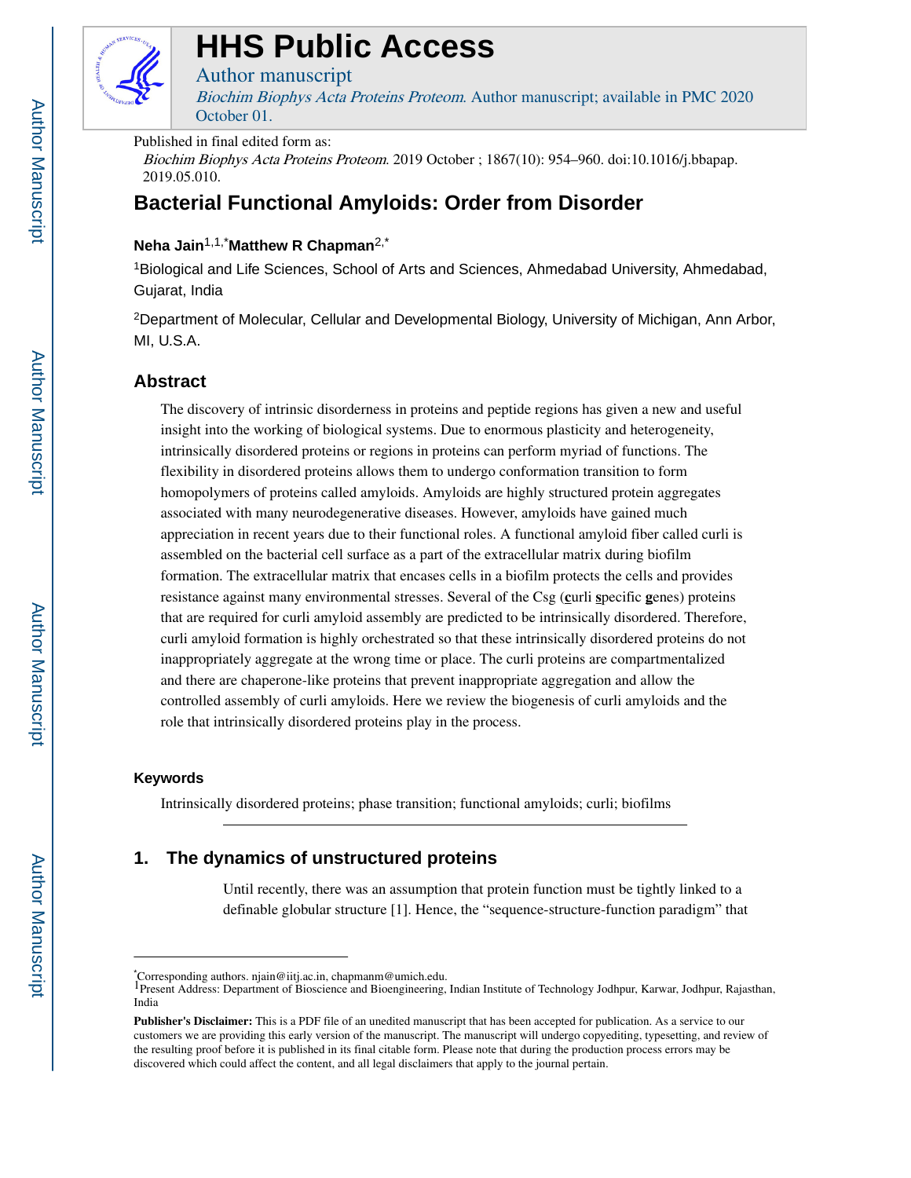# HHS Public Access

Author manuscript

*Biochim Biophys Acta Proteins Proteom*. Author manuscript; available in PMC 2020 October 01.

Published in final edited form as:

*Biochim Biophys Acta Proteins Proteom*. 2019 October ; 1867(10): 954–960. doi:10.1016/j.bbapap.2019.05.010.

# Bacterial Functional Amyloids: Order from Disorder

**Neha Jain**[1,1,*] **Matthew R Chapman**[2,*]

[1]Biological and Life Sciences, School of Arts and Sciences, Ahmedabad University, Ahmedabad, Gujarat, India

[2]Department of Molecular, Cellular and Developmental Biology, University of Michigan, Ann Arbor, MI, U.S.A.

## Abstract

The discovery of intrinsic disorderness in proteins and peptide regions has given a new and useful insight into the working of biological systems. Due to enormous plasticity and heterogeneity, intrinsically disordered proteins or regions in proteins can perform myriad of functions. The flexibility in disordered proteins allows them to undergo conformation transition to form homopolymers of proteins called amyloids. Amyloids are highly structured protein aggregates associated with many neurodegenerative diseases. However, amyloids have gained much appreciation in recent years due to their functional roles. A functional amyloid fiber called curli is assembled on the bacterial cell surface as a part of the extracellular matrix during biofilm formation. The extracellular matrix that encases cells in a biofilm protects the cells and provides resistance against many environmental stresses. Several of the Csg (**c**urli **s**pecific **g**enes) proteins that are required for curli amyloid assembly are predicted to be intrinsically disordered. Therefore, curli amyloid formation is highly orchestrated so that these intrinsically disordered proteins do not inappropriately aggregate at the wrong time or place. The curli proteins are compartmentalized and there are chaperone-like proteins that prevent inappropriate aggregation and allow the controlled assembly of curli amyloids. Here we review the biogenesis of curli amyloids and the role that intrinsically disordered proteins play in the process.

### Keywords

Intrinsically disordered proteins; phase transition; functional amyloids; curli; biofilms

## 1. The dynamics of unstructured proteins

Until recently, there was an assumption that protein function must be tightly linked to a definable globular structure [1]. Hence, the "sequence-structure-function paradigm" that

---

*Corresponding authors. njain@iitj.ac.in, chapmanm@umich.edu.

[1]Present Address: Department of Bioscience and Bioengineering, Indian Institute of Technology Jodhpur, Karwar, Jodhpur, Rajasthan, India

**Publisher's Disclaimer:** This is a PDF file of an unedited manuscript that has been accepted for publication. As a service to our customers we are providing this early version of the manuscript. The manuscript will undergo copyediting, typesetting, and review of the resulting proof before it is published in its final citable form. Please note that during the production process errors may be discovered which could affect the content, and all legal disclaimers that apply to the journal pertain.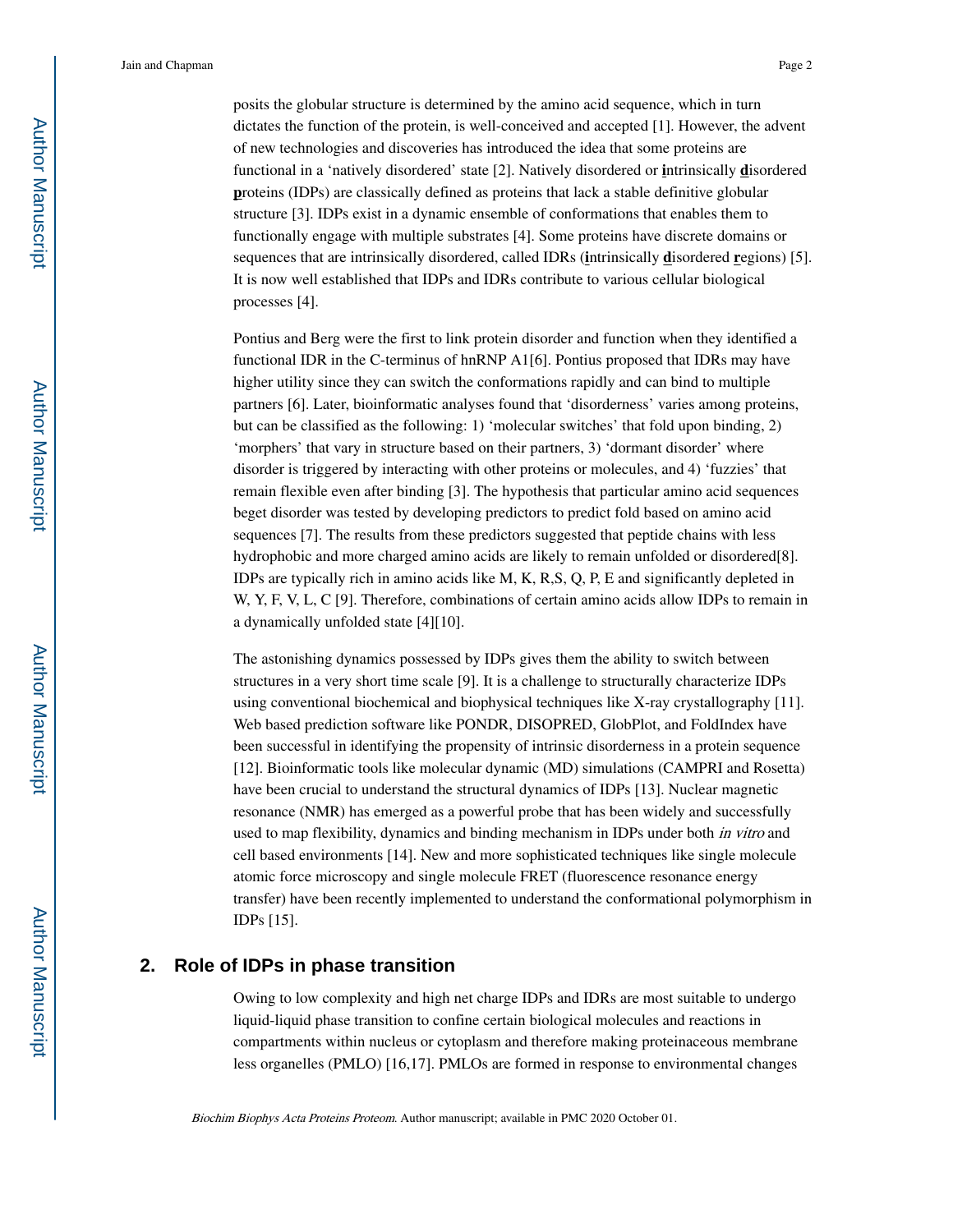posits the globular structure is determined by the amino acid sequence, which in turn dictates the function of the protein, is well-conceived and accepted [1]. However, the advent of new technologies and discoveries has introduced the idea that some proteins are functional in a 'natively disordered' state [2]. Natively disordered or **i**ntrinsically **d**isordered **p**roteins (IDPs) are classically defined as proteins that lack a stable definitive globular structure [3]. IDPs exist in a dynamic ensemble of conformations that enables them to functionally engage with multiple substrates [4]. Some proteins have discrete domains or sequences that are intrinsically disordered, called IDRs (**i**ntrinsically **d**isordered **r**egions) [5]. It is now well established that IDPs and IDRs contribute to various cellular biological processes [4].

Pontius and Berg were the first to link protein disorder and function when they identified a functional IDR in the C-terminus of hnRNP A1[6]. Pontius proposed that IDRs may have higher utility since they can switch the conformations rapidly and can bind to multiple partners [6]. Later, bioinformatic analyses found that 'disorderness' varies among proteins, but can be classified as the following: 1) 'molecular switches' that fold upon binding, 2) 'morphers' that vary in structure based on their partners, 3) 'dormant disorder' where disorder is triggered by interacting with other proteins or molecules, and 4) 'fuzzies' that remain flexible even after binding [3]. The hypothesis that particular amino acid sequences beget disorder was tested by developing predictors to predict fold based on amino acid sequences [7]. The results from these predictors suggested that peptide chains with less hydrophobic and more charged amino acids are likely to remain unfolded or disordered[8]. IDPs are typically rich in amino acids like M, K, R,S, Q, P, E and significantly depleted in W, Y, F, V, L, C [9]. Therefore, combinations of certain amino acids allow IDPs to remain in a dynamically unfolded state [4][10].

The astonishing dynamics possessed by IDPs gives them the ability to switch between structures in a very short time scale [9]. It is a challenge to structurally characterize IDPs using conventional biochemical and biophysical techniques like X-ray crystallography [11]. Web based prediction software like PONDR, DISOPRED, GlobPlot, and FoldIndex have been successful in identifying the propensity of intrinsic disorderness in a protein sequence [12]. Bioinformatic tools like molecular dynamic (MD) simulations (CAMPRI and Rosetta) have been crucial to understand the structural dynamics of IDPs [13]. Nuclear magnetic resonance (NMR) has emerged as a powerful probe that has been widely and successfully used to map flexibility, dynamics and binding mechanism in IDPs under both *in vitro* and cell based environments [14]. New and more sophisticated techniques like single molecule atomic force microscopy and single molecule FRET (fluorescence resonance energy transfer) have been recently implemented to understand the conformational polymorphism in IDPs [15].

## 2. Role of IDPs in phase transition

Owing to low complexity and high net charge IDPs and IDRs are most suitable to undergo liquid-liquid phase transition to confine certain biological molecules and reactions in compartments within nucleus or cytoplasm and therefore making proteinaceous membrane less organelles (PMLO) [16,17]. PMLOs are formed in response to environmental changes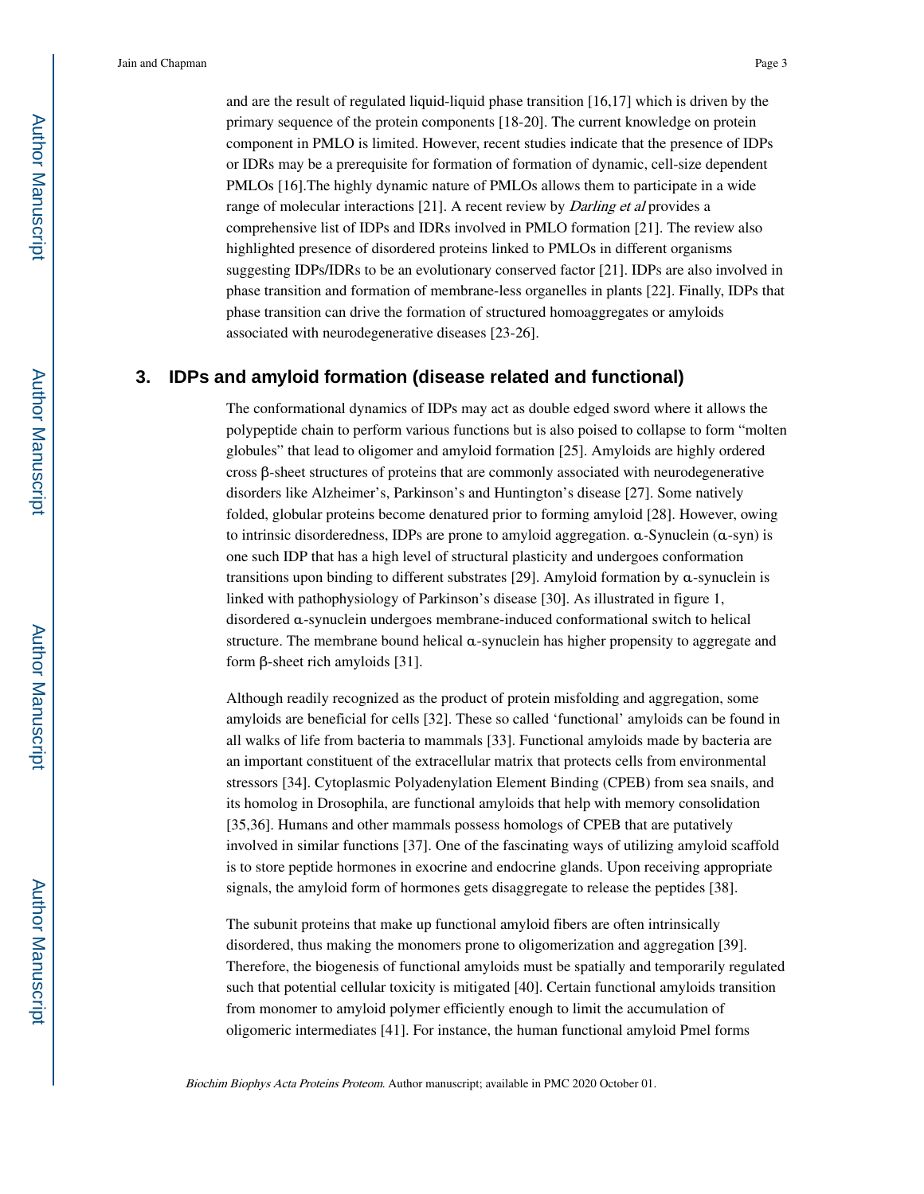and are the result of regulated liquid-liquid phase transition [16,17] which is driven by the primary sequence of the protein components [18-20]. The current knowledge on protein component in PMLO is limited. However, recent studies indicate that the presence of IDPs or IDRs may be a prerequisite for formation of formation of dynamic, cell-size dependent PMLOs [16].The highly dynamic nature of PMLOs allows them to participate in a wide range of molecular interactions [21]. A recent review by *Darling et al* provides a comprehensive list of IDPs and IDRs involved in PMLO formation [21]. The review also highlighted presence of disordered proteins linked to PMLOs in different organisms suggesting IDPs/IDRs to be an evolutionary conserved factor [21]. IDPs are also involved in phase transition and formation of membrane-less organelles in plants [22]. Finally, IDPs that phase transition can drive the formation of structured homoaggregates or amyloids associated with neurodegenerative diseases [23-26].

## 3. IDPs and amyloid formation (disease related and functional)

The conformational dynamics of IDPs may act as double edged sword where it allows the polypeptide chain to perform various functions but is also poised to collapse to form "molten globules" that lead to oligomer and amyloid formation [25]. Amyloids are highly ordered cross β-sheet structures of proteins that are commonly associated with neurodegenerative disorders like Alzheimer's, Parkinson's and Huntington's disease [27]. Some natively folded, globular proteins become denatured prior to forming amyloid [28]. However, owing to intrinsic disorderedness, IDPs are prone to amyloid aggregation. α-Synuclein (α-syn) is one such IDP that has a high level of structural plasticity and undergoes conformation transitions upon binding to different substrates [29]. Amyloid formation by α-synuclein is linked with pathophysiology of Parkinson's disease [30]. As illustrated in figure 1, disordered α-synuclein undergoes membrane-induced conformational switch to helical structure. The membrane bound helical α-synuclein has higher propensity to aggregate and form β-sheet rich amyloids [31].

Although readily recognized as the product of protein misfolding and aggregation, some amyloids are beneficial for cells [32]. These so called 'functional' amyloids can be found in all walks of life from bacteria to mammals [33]. Functional amyloids made by bacteria are an important constituent of the extracellular matrix that protects cells from environmental stressors [34]. Cytoplasmic Polyadenylation Element Binding (CPEB) from sea snails, and its homolog in Drosophila, are functional amyloids that help with memory consolidation [35,36]. Humans and other mammals possess homologs of CPEB that are putatively involved in similar functions [37]. One of the fascinating ways of utilizing amyloid scaffold is to store peptide hormones in exocrine and endocrine glands. Upon receiving appropriate signals, the amyloid form of hormones gets disaggregate to release the peptides [38].

The subunit proteins that make up functional amyloid fibers are often intrinsically disordered, thus making the monomers prone to oligomerization and aggregation [39]. Therefore, the biogenesis of functional amyloids must be spatially and temporarily regulated such that potential cellular toxicity is mitigated [40]. Certain functional amyloids transition from monomer to amyloid polymer efficiently enough to limit the accumulation of oligomeric intermediates [41]. For instance, the human functional amyloid Pmel forms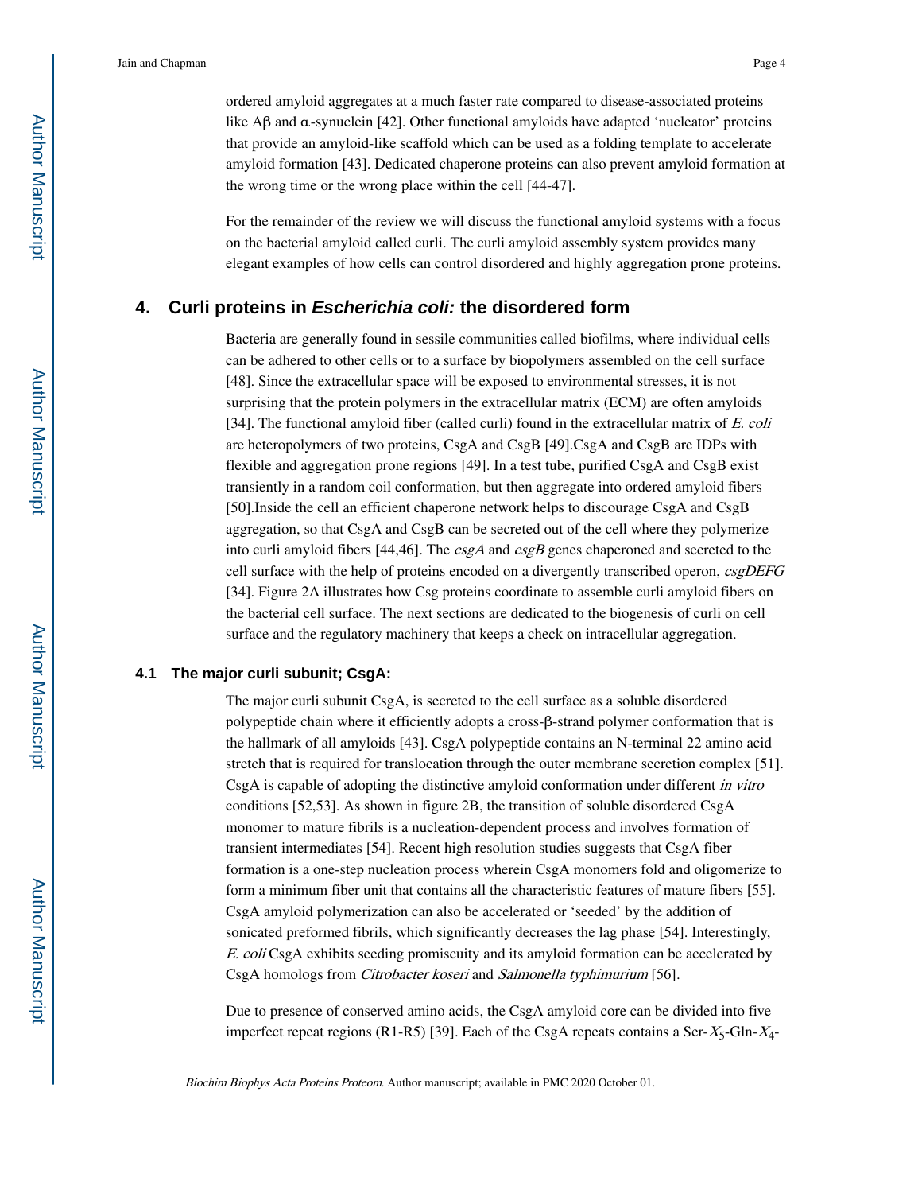ordered amyloid aggregates at a much faster rate compared to disease-associated proteins like Aβ and α-synuclein [42]. Other functional amyloids have adapted 'nucleator' proteins that provide an amyloid-like scaffold which can be used as a folding template to accelerate amyloid formation [43]. Dedicated chaperone proteins can also prevent amyloid formation at the wrong time or the wrong place within the cell [44-47].

For the remainder of the review we will discuss the functional amyloid systems with a focus on the bacterial amyloid called curli. The curli amyloid assembly system provides many elegant examples of how cells can control disordered and highly aggregation prone proteins.

## 4. Curli proteins in *Escherichia coli:* the disordered form

Bacteria are generally found in sessile communities called biofilms, where individual cells can be adhered to other cells or to a surface by biopolymers assembled on the cell surface [48]. Since the extracellular space will be exposed to environmental stresses, it is not surprising that the protein polymers in the extracellular matrix (ECM) are often amyloids [34]. The functional amyloid fiber (called curli) found in the extracellular matrix of *E. coli* are heteropolymers of two proteins, CsgA and CsgB [49].CsgA and CsgB are IDPs with flexible and aggregation prone regions [49]. In a test tube, purified CsgA and CsgB exist transiently in a random coil conformation, but then aggregate into ordered amyloid fibers [50].Inside the cell an efficient chaperone network helps to discourage CsgA and CsgB aggregation, so that CsgA and CsgB can be secreted out of the cell where they polymerize into curli amyloid fibers [44,46]. The *csgA* and *csgB* genes chaperoned and secreted to the cell surface with the help of proteins encoded on a divergently transcribed operon, *csgDEFG* [34]. Figure 2A illustrates how Csg proteins coordinate to assemble curli amyloid fibers on the bacterial cell surface. The next sections are dedicated to the biogenesis of curli on cell surface and the regulatory machinery that keeps a check on intracellular aggregation.

### 4.1 The major curli subunit; CsgA:

The major curli subunit CsgA, is secreted to the cell surface as a soluble disordered polypeptide chain where it efficiently adopts a cross-β-strand polymer conformation that is the hallmark of all amyloids [43]. CsgA polypeptide contains an N-terminal 22 amino acid stretch that is required for translocation through the outer membrane secretion complex [51]. CsgA is capable of adopting the distinctive amyloid conformation under different *in vitro* conditions [52,53]. As shown in figure 2B, the transition of soluble disordered CsgA monomer to mature fibrils is a nucleation-dependent process and involves formation of transient intermediates [54]. Recent high resolution studies suggests that CsgA fiber formation is a one-step nucleation process wherein CsgA monomers fold and oligomerize to form a minimum fiber unit that contains all the characteristic features of mature fibers [55]. CsgA amyloid polymerization can also be accelerated or 'seeded' by the addition of sonicated preformed fibrils, which significantly decreases the lag phase [54]. Interestingly, *E. coli* CsgA exhibits seeding promiscuity and its amyloid formation can be accelerated by CsgA homologs from *Citrobacter koseri* and *Salmonella typhimurium* [56].

Due to presence of conserved amino acids, the CsgA amyloid core can be divided into five imperfect repeat regions (R1-R5) [39]. Each of the CsgA repeats contains a Ser-$X_5$-Gln-$X_4$-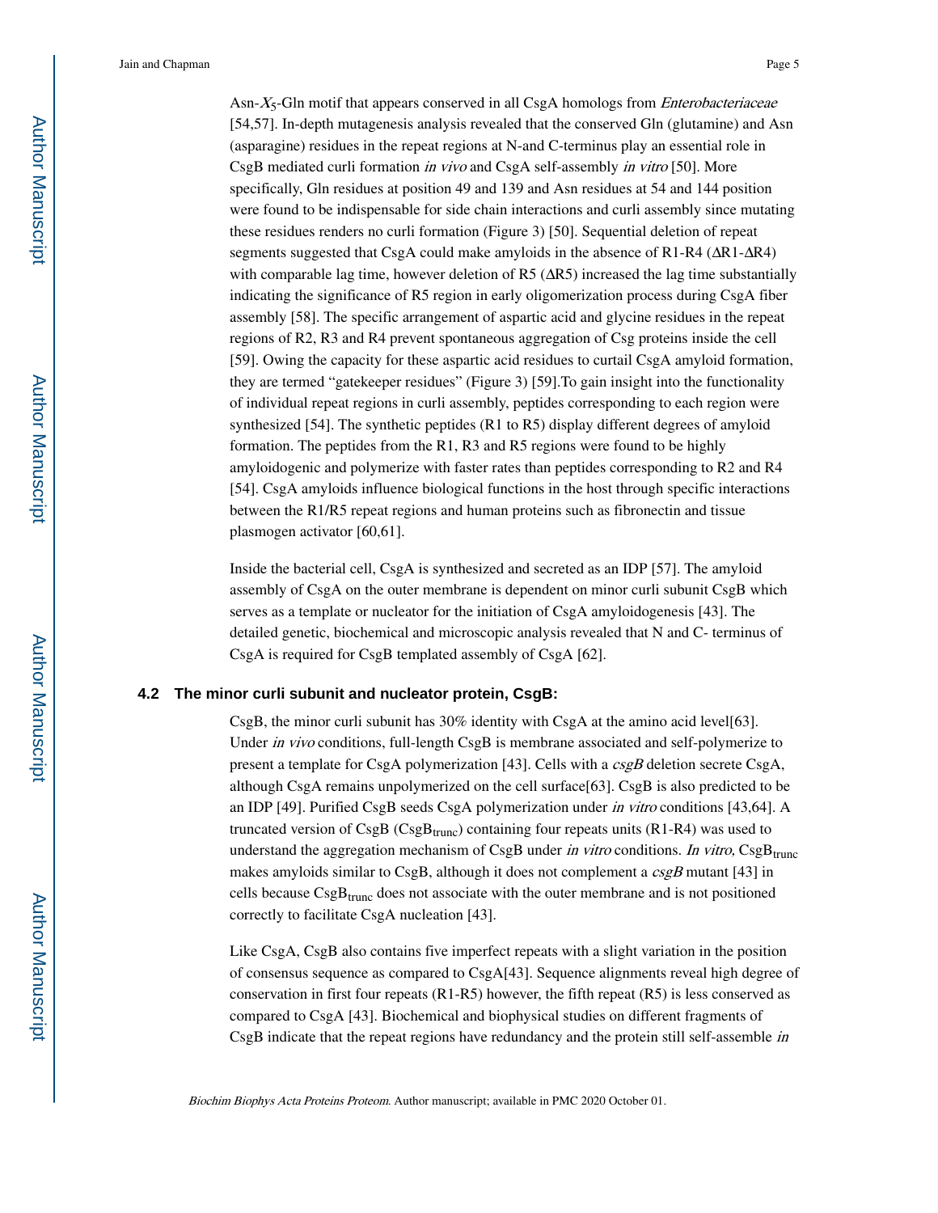Asn-$X_5$-Gln motif that appears conserved in all CsgA homologs from *Enterobacteriaceae* [54,57]. In-depth mutagenesis analysis revealed that the conserved Gln (glutamine) and Asn (asparagine) residues in the repeat regions at N-and C-terminus play an essential role in CsgB mediated curli formation *in vivo* and CsgA self-assembly *in vitro* [50]. More specifically, Gln residues at position 49 and 139 and Asn residues at 54 and 144 position were found to be indispensable for side chain interactions and curli assembly since mutating these residues renders no curli formation (Figure 3) [50]. Sequential deletion of repeat segments suggested that CsgA could make amyloids in the absence of R1-R4 (ΔR1-ΔR4) with comparable lag time, however deletion of R5 (ΔR5) increased the lag time substantially indicating the significance of R5 region in early oligomerization process during CsgA fiber assembly [58]. The specific arrangement of aspartic acid and glycine residues in the repeat regions of R2, R3 and R4 prevent spontaneous aggregation of Csg proteins inside the cell [59]. Owing the capacity for these aspartic acid residues to curtail CsgA amyloid formation, they are termed "gatekeeper residues" (Figure 3) [59].To gain insight into the functionality of individual repeat regions in curli assembly, peptides corresponding to each region were synthesized [54]. The synthetic peptides (R1 to R5) display different degrees of amyloid formation. The peptides from the R1, R3 and R5 regions were found to be highly amyloidogenic and polymerize with faster rates than peptides corresponding to R2 and R4 [54]. CsgA amyloids influence biological functions in the host through specific interactions between the R1/R5 repeat regions and human proteins such as fibronectin and tissue plasmogen activator [60,61].

Inside the bacterial cell, CsgA is synthesized and secreted as an IDP [57]. The amyloid assembly of CsgA on the outer membrane is dependent on minor curli subunit CsgB which serves as a template or nucleator for the initiation of CsgA amyloidogenesis [43]. The detailed genetic, biochemical and microscopic analysis revealed that N and C- terminus of CsgA is required for CsgB templated assembly of CsgA [62].

### 4.2 The minor curli subunit and nucleator protein, CsgB:

CsgB, the minor curli subunit has 30% identity with CsgA at the amino acid level[63]. Under *in vivo* conditions, full-length CsgB is membrane associated and self-polymerize to present a template for CsgA polymerization [43]. Cells with a *csgB* deletion secrete CsgA, although CsgA remains unpolymerized on the cell surface[63]. CsgB is also predicted to be an IDP [49]. Purified CsgB seeds CsgA polymerization under *in vitro* conditions [43,64]. A truncated version of CsgB ($\text{CsgB}_{\text{trunc}}$) containing four repeats units (R1-R4) was used to understand the aggregation mechanism of CsgB under *in vitro* conditions. *In vitro*, $\text{CsgB}_{\text{trunc}}$ makes amyloids similar to CsgB, although it does not complement a *csgB* mutant [43] in cells because $\text{CsgB}_{\text{trunc}}$ does not associate with the outer membrane and is not positioned correctly to facilitate CsgA nucleation [43].

Like CsgA, CsgB also contains five imperfect repeats with a slight variation in the position of consensus sequence as compared to CsgA[43]. Sequence alignments reveal high degree of conservation in first four repeats (R1-R5) however, the fifth repeat (R5) is less conserved as compared to CsgA [43]. Biochemical and biophysical studies on different fragments of CsgB indicate that the repeat regions have redundancy and the protein still self-assemble *in*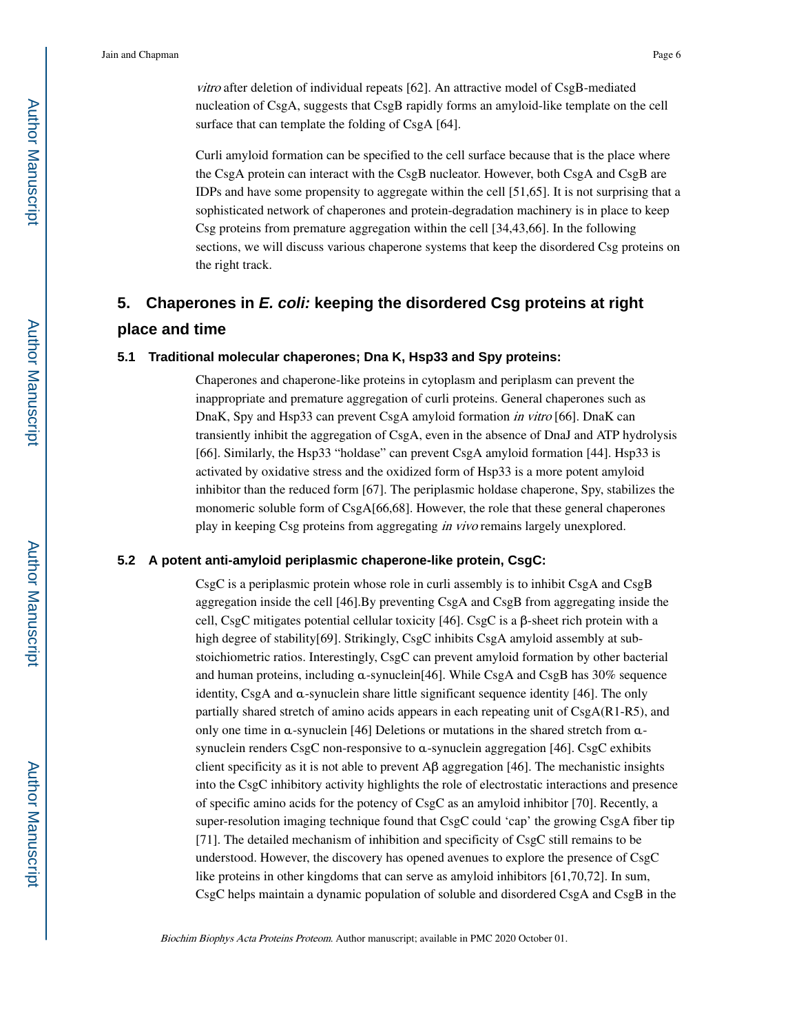*vitro* after deletion of individual repeats [62]. An attractive model of CsgB-mediated nucleation of CsgA, suggests that CsgB rapidly forms an amyloid-like template on the cell surface that can template the folding of CsgA [64].

Curli amyloid formation can be specified to the cell surface because that is the place where the CsgA protein can interact with the CsgB nucleator. However, both CsgA and CsgB are IDPs and have some propensity to aggregate within the cell [51,65]. It is not surprising that a sophisticated network of chaperones and protein-degradation machinery is in place to keep Csg proteins from premature aggregation within the cell [34,43,66]. In the following sections, we will discuss various chaperone systems that keep the disordered Csg proteins on the right track.

## 5. Chaperones in *E. coli:* keeping the disordered Csg proteins at right place and time

### 5.1 Traditional molecular chaperones; Dna K, Hsp33 and Spy proteins:

Chaperones and chaperone-like proteins in cytoplasm and periplasm can prevent the inappropriate and premature aggregation of curli proteins. General chaperones such as DnaK, Spy and Hsp33 can prevent CsgA amyloid formation *in vitro* [66]. DnaK can transiently inhibit the aggregation of CsgA, even in the absence of DnaJ and ATP hydrolysis [66]. Similarly, the Hsp33 "holdase" can prevent CsgA amyloid formation [44]. Hsp33 is activated by oxidative stress and the oxidized form of Hsp33 is a more potent amyloid inhibitor than the reduced form [67]. The periplasmic holdase chaperone, Spy, stabilizes the monomeric soluble form of CsgA[66,68]. However, the role that these general chaperones play in keeping Csg proteins from aggregating *in vivo* remains largely unexplored.

### 5.2 A potent anti-amyloid periplasmic chaperone-like protein, CsgC:

CsgC is a periplasmic protein whose role in curli assembly is to inhibit CsgA and CsgB aggregation inside the cell [46].By preventing CsgA and CsgB from aggregating inside the cell, CsgC mitigates potential cellular toxicity [46]. CsgC is a β-sheet rich protein with a high degree of stability[69]. Strikingly, CsgC inhibits CsgA amyloid assembly at sub-stoichiometric ratios. Interestingly, CsgC can prevent amyloid formation by other bacterial and human proteins, including α-synuclein[46]. While CsgA and CsgB has 30% sequence identity, CsgA and α-synuclein share little significant sequence identity [46]. The only partially shared stretch of amino acids appears in each repeating unit of CsgA(R1-R5), and only one time in α-synuclein [46] Deletions or mutations in the shared stretch from α-synuclein renders CsgC non-responsive to α-synuclein aggregation [46]. CsgC exhibits client specificity as it is not able to prevent Aβ aggregation [46]. The mechanistic insights into the CsgC inhibitory activity highlights the role of electrostatic interactions and presence of specific amino acids for the potency of CsgC as an amyloid inhibitor [70]. Recently, a super-resolution imaging technique found that CsgC could 'cap' the growing CsgA fiber tip [71]. The detailed mechanism of inhibition and specificity of CsgC still remains to be understood. However, the discovery has opened avenues to explore the presence of CsgC like proteins in other kingdoms that can serve as amyloid inhibitors [61,70,72]. In sum, CsgC helps maintain a dynamic population of soluble and disordered CsgA and CsgB in the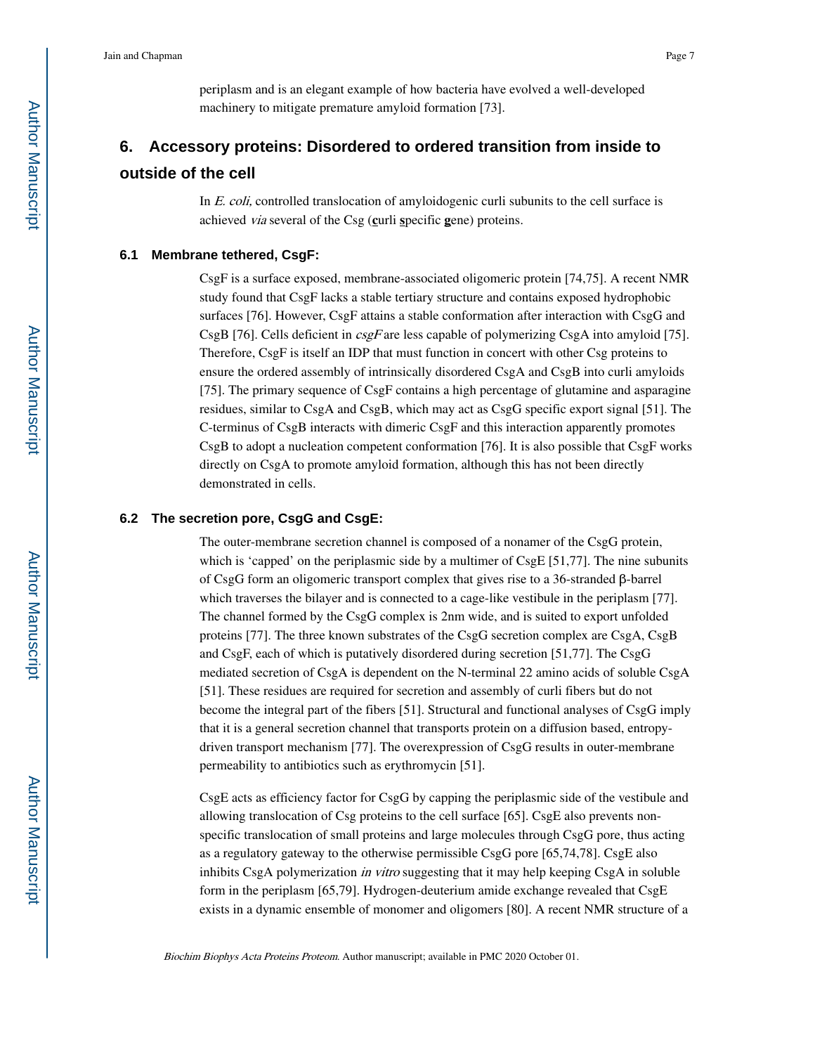periplasm and is an elegant example of how bacteria have evolved a well-developed machinery to mitigate premature amyloid formation [73].

## 6. Accessory proteins: Disordered to ordered transition from inside to outside of the cell

In *E. coli,* controlled translocation of amyloidogenic curli subunits to the cell surface is achieved *via* several of the Csg (**c**urli **s**pecific **g**ene) proteins.

### 6.1 Membrane tethered, CsgF:

CsgF is a surface exposed, membrane-associated oligomeric protein [74,75]. A recent NMR study found that CsgF lacks a stable tertiary structure and contains exposed hydrophobic surfaces [76]. However, CsgF attains a stable conformation after interaction with CsgG and CsgB [76]. Cells deficient in *csgF* are less capable of polymerizing CsgA into amyloid [75]. Therefore, CsgF is itself an IDP that must function in concert with other Csg proteins to ensure the ordered assembly of intrinsically disordered CsgA and CsgB into curli amyloids [75]. The primary sequence of CsgF contains a high percentage of glutamine and asparagine residues, similar to CsgA and CsgB, which may act as CsgG specific export signal [51]. The C-terminus of CsgB interacts with dimeric CsgF and this interaction apparently promotes CsgB to adopt a nucleation competent conformation [76]. It is also possible that CsgF works directly on CsgA to promote amyloid formation, although this has not been directly demonstrated in cells.

### 6.2 The secretion pore, CsgG and CsgE:

The outer-membrane secretion channel is composed of a nonamer of the CsgG protein, which is 'capped' on the periplasmic side by a multimer of CsgE [51,77]. The nine subunits of CsgG form an oligomeric transport complex that gives rise to a 36-stranded β-barrel which traverses the bilayer and is connected to a cage-like vestibule in the periplasm [77]. The channel formed by the CsgG complex is 2nm wide, and is suited to export unfolded proteins [77]. The three known substrates of the CsgG secretion complex are CsgA, CsgB and CsgF, each of which is putatively disordered during secretion [51,77]. The CsgG mediated secretion of CsgA is dependent on the N-terminal 22 amino acids of soluble CsgA [51]. These residues are required for secretion and assembly of curli fibers but do not become the integral part of the fibers [51]. Structural and functional analyses of CsgG imply that it is a general secretion channel that transports protein on a diffusion based, entropy-driven transport mechanism [77]. The overexpression of CsgG results in outer-membrane permeability to antibiotics such as erythromycin [51].

CsgE acts as efficiency factor for CsgG by capping the periplasmic side of the vestibule and allowing translocation of Csg proteins to the cell surface [65]. CsgE also prevents non-specific translocation of small proteins and large molecules through CsgG pore, thus acting as a regulatory gateway to the otherwise permissible CsgG pore [65,74,78]. CsgE also inhibits CsgA polymerization *in vitro* suggesting that it may help keeping CsgA in soluble form in the periplasm [65,79]. Hydrogen-deuterium amide exchange revealed that CsgE exists in a dynamic ensemble of monomer and oligomers [80]. A recent NMR structure of a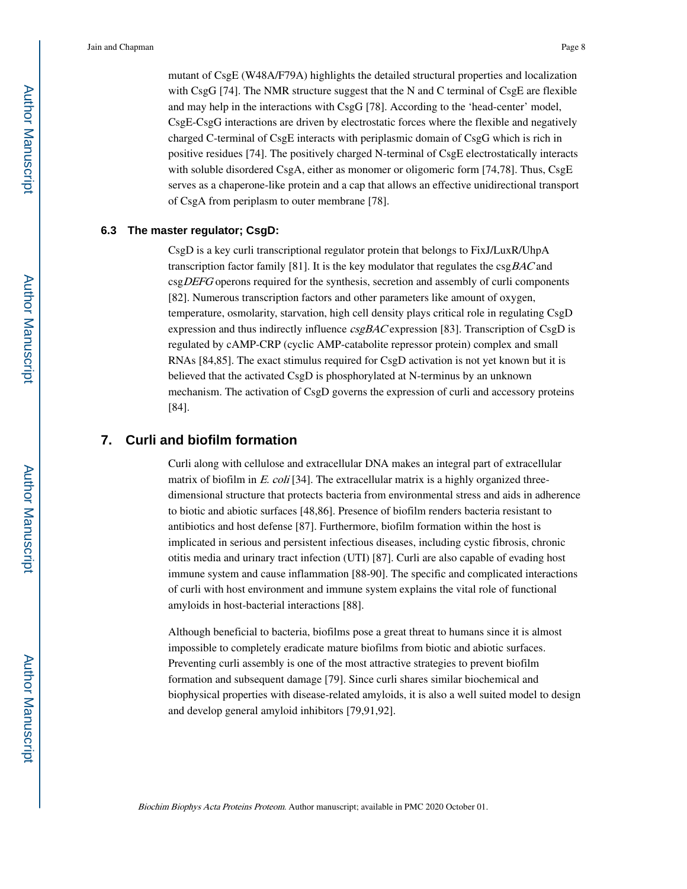mutant of CsgE (W48A/F79A) highlights the detailed structural properties and localization with CsgG [74]. The NMR structure suggest that the N and C terminal of CsgE are flexible and may help in the interactions with CsgG [78]. According to the 'head-center' model, CsgE-CsgG interactions are driven by electrostatic forces where the flexible and negatively charged C-terminal of CsgE interacts with periplasmic domain of CsgG which is rich in positive residues [74]. The positively charged N-terminal of CsgE electrostatically interacts with soluble disordered CsgA, either as monomer or oligomeric form [74,78]. Thus, CsgE serves as a chaperone-like protein and a cap that allows an effective unidirectional transport of CsgA from periplasm to outer membrane [78].

### 6.3 The master regulator; CsgD:

CsgD is a key curli transcriptional regulator protein that belongs to FixJ/LuxR/UhpA transcription factor family [81]. It is the key modulator that regulates the csg*BAC* and csg*DEFG* operons required for the synthesis, secretion and assembly of curli components [82]. Numerous transcription factors and other parameters like amount of oxygen, temperature, osmolarity, starvation, high cell density plays critical role in regulating CsgD expression and thus indirectly influence *csgBAC* expression [83]. Transcription of CsgD is regulated by cAMP-CRP (cyclic AMP-catabolite repressor protein) complex and small RNAs [84,85]. The exact stimulus required for CsgD activation is not yet known but it is believed that the activated CsgD is phosphorylated at N-terminus by an unknown mechanism. The activation of CsgD governs the expression of curli and accessory proteins [84].

## 7. Curli and biofilm formation

Curli along with cellulose and extracellular DNA makes an integral part of extracellular matrix of biofilm in *E. coli* [34]. The extracellular matrix is a highly organized three-dimensional structure that protects bacteria from environmental stress and aids in adherence to biotic and abiotic surfaces [48,86]. Presence of biofilm renders bacteria resistant to antibiotics and host defense [87]. Furthermore, biofilm formation within the host is implicated in serious and persistent infectious diseases, including cystic fibrosis, chronic otitis media and urinary tract infection (UTI) [87]. Curli are also capable of evading host immune system and cause inflammation [88-90]. The specific and complicated interactions of curli with host environment and immune system explains the vital role of functional amyloids in host-bacterial interactions [88].

Although beneficial to bacteria, biofilms pose a great threat to humans since it is almost impossible to completely eradicate mature biofilms from biotic and abiotic surfaces. Preventing curli assembly is one of the most attractive strategies to prevent biofilm formation and subsequent damage [79]. Since curli shares similar biochemical and biophysical properties with disease-related amyloids, it is also a well suited model to design and develop general amyloid inhibitors [79,91,92].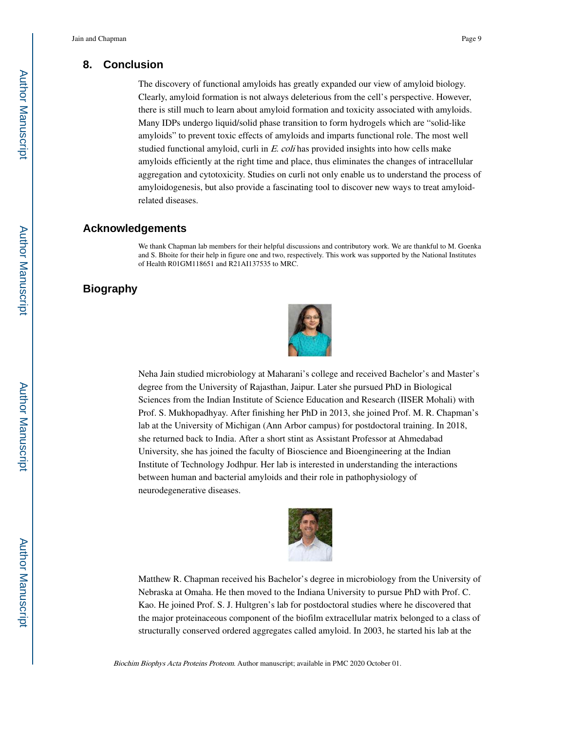## 8. Conclusion

The discovery of functional amyloids has greatly expanded our view of amyloid biology. Clearly, amyloid formation is not always deleterious from the cell's perspective. However, there is still much to learn about amyloid formation and toxicity associated with amyloids. Many IDPs undergo liquid/solid phase transition to form hydrogels which are "solid-like amyloids" to prevent toxic effects of amyloids and imparts functional role. The most well studied functional amyloid, curli in *E. coli* has provided insights into how cells make amyloids efficiently at the right time and place, thus eliminates the changes of intracellular aggregation and cytotoxicity. Studies on curli not only enable us to understand the process of amyloidogenesis, but also provide a fascinating tool to discover new ways to treat amyloid-related diseases.

## Acknowledgements

We thank Chapman lab members for their helpful discussions and contributory work. We are thankful to M. Goenka and S. Bhoite for their help in figure one and two, respectively. This work was supported by the National Institutes of Health R01GM118651 and R21AI137535 to MRC.

## Biography

Neha Jain studied microbiology at Maharani's college and received Bachelor's and Master's degree from the University of Rajasthan, Jaipur. Later she pursued PhD in Biological Sciences from the Indian Institute of Science Education and Research (IISER Mohali) with Prof. S. Mukhopadhyay. After finishing her PhD in 2013, she joined Prof. M. R. Chapman's lab at the University of Michigan (Ann Arbor campus) for postdoctoral training. In 2018, she returned back to India. After a short stint as Assistant Professor at Ahmedabad University, she has joined the faculty of Bioscience and Bioengineering at the Indian Institute of Technology Jodhpur. Her lab is interested in understanding the interactions between human and bacterial amyloids and their role in pathophysiology of neurodegenerative diseases.

Matthew R. Chapman received his Bachelor's degree in microbiology from the University of Nebraska at Omaha. He then moved to the Indiana University to pursue PhD with Prof. C. Kao. He joined Prof. S. J. Hultgren's lab for postdoctoral studies where he discovered that the major proteinaceous component of the biofilm extracellular matrix belonged to a class of structurally conserved ordered aggregates called amyloid. In 2003, he started his lab at the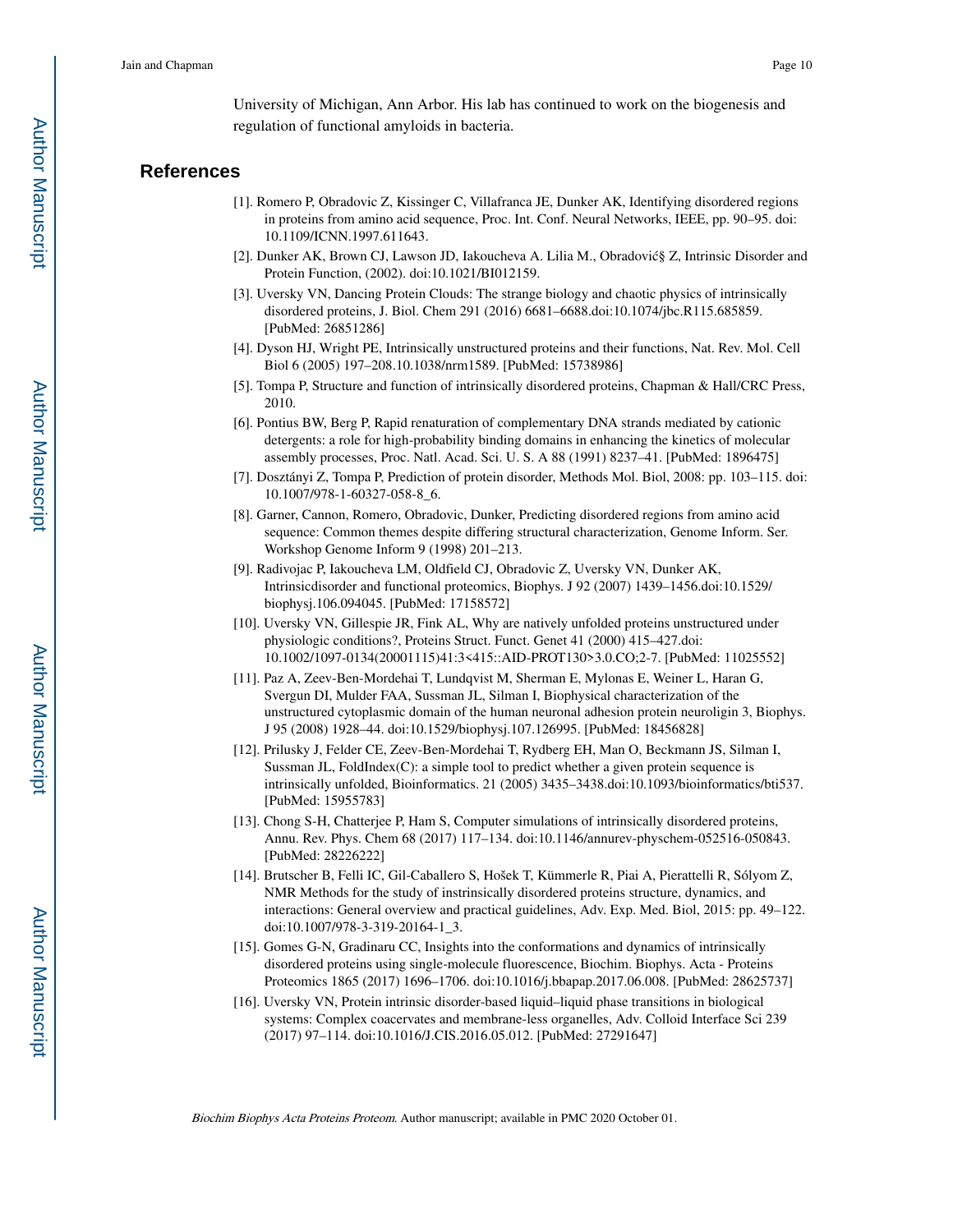University of Michigan, Ann Arbor. His lab has continued to work on the biogenesis and regulation of functional amyloids in bacteria.

## References

[1]. Romero P, Obradovic Z, Kissinger C, Villafranca JE, Dunker AK, Identifying disordered regions in proteins from amino acid sequence, Proc. Int. Conf. Neural Networks, IEEE, pp. 90–95. doi: 10.1109/ICNN.1997.611643.

[2]. Dunker AK, Brown CJ, Lawson JD, Iakoucheva A. Lilia M., Obradović§ Z, Intrinsic Disorder and Protein Function, (2002). doi:10.1021/BI012159.

[3]. Uversky VN, Dancing Protein Clouds: The strange biology and chaotic physics of intrinsically disordered proteins, J. Biol. Chem 291 (2016) 6681–6688.doi:10.1074/jbc.R115.685859. [PubMed: 26851286]

[4]. Dyson HJ, Wright PE, Intrinsically unstructured proteins and their functions, Nat. Rev. Mol. Cell Biol 6 (2005) 197–208.10.1038/nrm1589. [PubMed: 15738986]

[5]. Tompa P, Structure and function of intrinsically disordered proteins, Chapman & Hall/CRC Press, 2010.

[6]. Pontius BW, Berg P, Rapid renaturation of complementary DNA strands mediated by cationic detergents: a role for high-probability binding domains in enhancing the kinetics of molecular assembly processes, Proc. Natl. Acad. Sci. U. S. A 88 (1991) 8237–41. [PubMed: 1896475]

[7]. Dosztányi Z, Tompa P, Prediction of protein disorder, Methods Mol. Biol, 2008: pp. 103–115. doi: 10.1007/978-1-60327-058-8_6.

[8]. Garner, Cannon, Romero, Obradovic, Dunker, Predicting disordered regions from amino acid sequence: Common themes despite differing structural characterization, Genome Inform. Ser. Workshop Genome Inform 9 (1998) 201–213.

[9]. Radivojac P, Iakoucheva LM, Oldfield CJ, Obradovic Z, Uversky VN, Dunker AK, Intrinsicdisorder and functional proteomics, Biophys. J 92 (2007) 1439–1456.doi:10.1529/biophysj.106.094045. [PubMed: 17158572]

[10]. Uversky VN, Gillespie JR, Fink AL, Why are natively unfolded proteins unstructured under physiologic conditions?, Proteins Struct. Funct. Genet 41 (2000) 415–427.doi: 10.1002/1097-0134(20001115)41:3<415::AID-PROT130>3.0.CO;2-7. [PubMed: 11025552]

[11]. Paz A, Zeev-Ben-Mordehai T, Lundqvist M, Sherman E, Mylonas E, Weiner L, Haran G, Svergun DI, Mulder FAA, Sussman JL, Silman I, Biophysical characterization of the unstructured cytoplasmic domain of the human neuronal adhesion protein neuroligin 3, Biophys. J 95 (2008) 1928–44. doi:10.1529/biophysj.107.126995. [PubMed: 18456828]

[12]. Prilusky J, Felder CE, Zeev-Ben-Mordehai T, Rydberg EH, Man O, Beckmann JS, Silman I, Sussman JL, FoldIndex(C): a simple tool to predict whether a given protein sequence is intrinsically unfolded, Bioinformatics. 21 (2005) 3435–3438.doi:10.1093/bioinformatics/bti537. [PubMed: 15955783]

[13]. Chong S-H, Chatterjee P, Ham S, Computer simulations of intrinsically disordered proteins, Annu. Rev. Phys. Chem 68 (2017) 117–134. doi:10.1146/annurev-physchem-052516-050843. [PubMed: 28226222]

[14]. Brutscher B, Felli IC, Gil-Caballero S, Hošek T, Kümmerle R, Piai A, Pierattelli R, Sólyom Z, NMR Methods for the study of instrinsically disordered proteins structure, dynamics, and interactions: General overview and practical guidelines, Adv. Exp. Med. Biol, 2015: pp. 49–122. doi:10.1007/978-3-319-20164-1_3.

[15]. Gomes G-N, Gradinaru CC, Insights into the conformations and dynamics of intrinsically disordered proteins using single-molecule fluorescence, Biochim. Biophys. Acta - Proteins Proteomics 1865 (2017) 1696–1706. doi:10.1016/j.bbapap.2017.06.008. [PubMed: 28625737]

[16]. Uversky VN, Protein intrinsic disorder-based liquid–liquid phase transitions in biological systems: Complex coacervates and membrane-less organelles, Adv. Colloid Interface Sci 239 (2017) 97–114. doi:10.1016/J.CIS.2016.05.012. [PubMed: 27291647]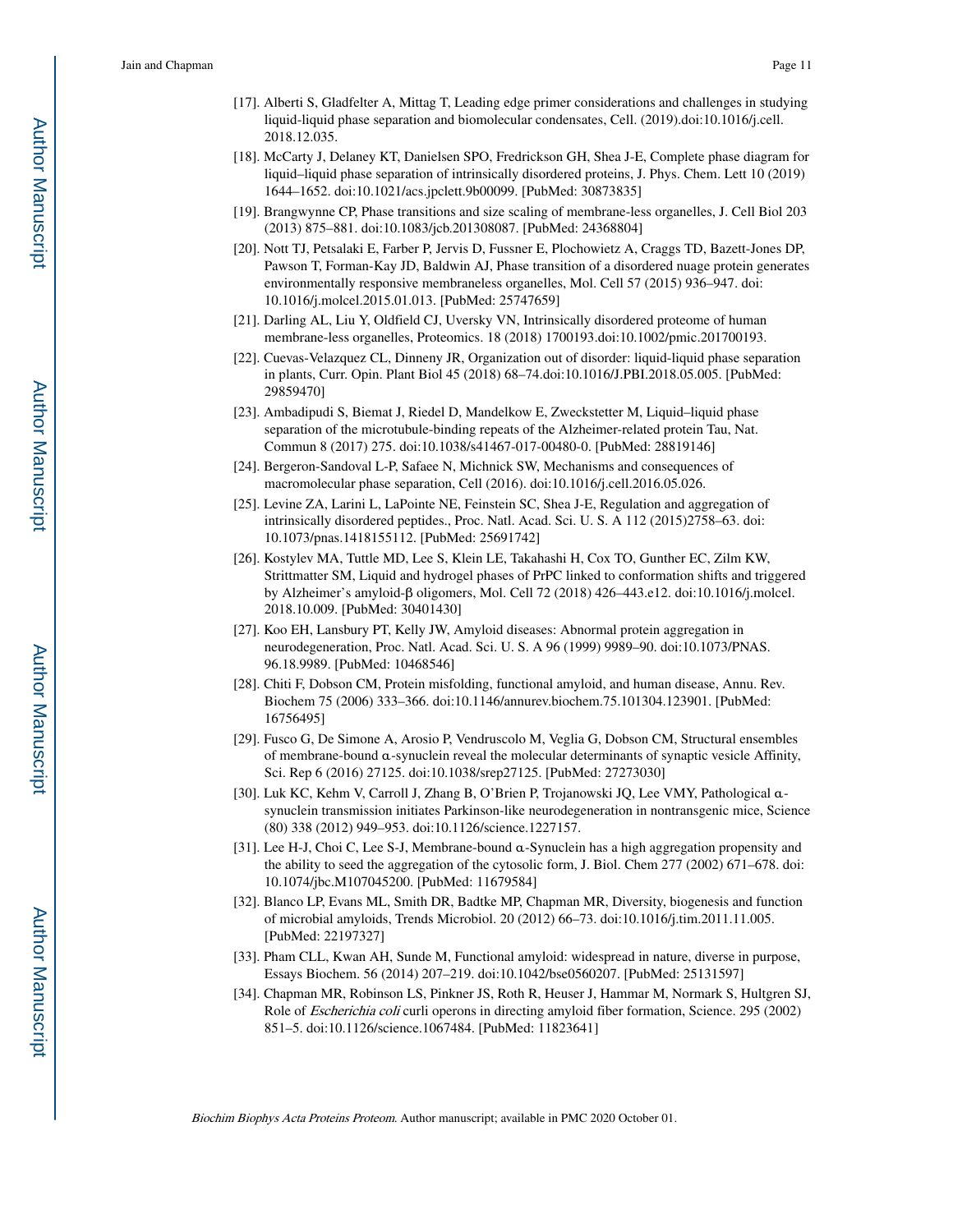[17]. Alberti S, Gladfelter A, Mittag T, Leading edge primer considerations and challenges in studying liquid-liquid phase separation and biomolecular condensates, Cell. (2019).doi:10.1016/j.cell.2018.12.035.

[18]. McCarty J, Delaney KT, Danielsen SPO, Fredrickson GH, Shea J-E, Complete phase diagram for liquid–liquid phase separation of intrinsically disordered proteins, J. Phys. Chem. Lett 10 (2019) 1644–1652. doi:10.1021/acs.jpclett.9b00099. [PubMed: 30873835]

[19]. Brangwynne CP, Phase transitions and size scaling of membrane-less organelles, J. Cell Biol 203 (2013) 875–881. doi:10.1083/jcb.201308087. [PubMed: 24368804]

[20]. Nott TJ, Petsalaki E, Farber P, Jervis D, Fussner E, Plochowietz A, Craggs TD, Bazett-Jones DP, Pawson T, Forman-Kay JD, Baldwin AJ, Phase transition of a disordered nuage protein generates environmentally responsive membraneless organelles, Mol. Cell 57 (2015) 936–947. doi: 10.1016/j.molcel.2015.01.013. [PubMed: 25747659]

[21]. Darling AL, Liu Y, Oldfield CJ, Uversky VN, Intrinsically disordered proteome of human membrane-less organelles, Proteomics. 18 (2018) 1700193.doi:10.1002/pmic.201700193.

[22]. Cuevas-Velazquez CL, Dinneny JR, Organization out of disorder: liquid-liquid phase separation in plants, Curr. Opin. Plant Biol 45 (2018) 68–74.doi:10.1016/J.PBI.2018.05.005. [PubMed: 29859470]

[23]. Ambadipudi S, Biernat J, Riedel D, Mandelkow E, Zweckstetter M, Liquid–liquid phase separation of the microtubule-binding repeats of the Alzheimer-related protein Tau, Nat. Commun 8 (2017) 275. doi:10.1038/s41467-017-00480-0. [PubMed: 28819146]

[24]. Bergeron-Sandoval L-P, Safaee N, Michnick SW, Mechanisms and consequences of macromolecular phase separation, Cell (2016). doi:10.1016/j.cell.2016.05.026.

[25]. Levine ZA, Larini L, LaPointe NE, Feinstein SC, Shea J-E, Regulation and aggregation of intrinsically disordered peptides., Proc. Natl. Acad. Sci. U. S. A 112 (2015)2758–63. doi: 10.1073/pnas.1418155112. [PubMed: 25691742]

[26]. Kostylev MA, Tuttle MD, Lee S, Klein LE, Takahashi H, Cox TO, Gunther EC, Zilm KW, Strittmatter SM, Liquid and hydrogel phases of PrPC linked to conformation shifts and triggered by Alzheimer's amyloid-β oligomers, Mol. Cell 72 (2018) 426–443.e12. doi:10.1016/j.molcel.2018.10.009. [PubMed: 30401430]

[27]. Koo EH, Lansbury PT, Kelly JW, Amyloid diseases: Abnormal protein aggregation in neurodegeneration, Proc. Natl. Acad. Sci. U. S. A 96 (1999) 9989–90. doi:10.1073/PNAS.96.18.9989. [PubMed: 10468546]

[28]. Chiti F, Dobson CM, Protein misfolding, functional amyloid, and human disease, Annu. Rev. Biochem 75 (2006) 333–366. doi:10.1146/annurev.biochem.75.101304.123901. [PubMed: 16756495]

[29]. Fusco G, De Simone A, Arosio P, Vendruscolo M, Veglia G, Dobson CM, Structural ensembles of membrane-bound α-synuclein reveal the molecular determinants of synaptic vesicle Affinity, Sci. Rep 6 (2016) 27125. doi:10.1038/srep27125. [PubMed: 27273030]

[30]. Luk KC, Kehm V, Carroll J, Zhang B, O'Brien P, Trojanowski JQ, Lee VMY, Pathological α-synuclein transmission initiates Parkinson-like neurodegeneration in nontransgenic mice, Science (80) 338 (2012) 949–953. doi:10.1126/science.1227157.

[31]. Lee H-J, Choi C, Lee S-J, Membrane-bound α-Synuclein has a high aggregation propensity and the ability to seed the aggregation of the cytosolic form, J. Biol. Chem 277 (2002) 671–678. doi: 10.1074/jbc.M107045200. [PubMed: 11679584]

[32]. Blanco LP, Evans ML, Smith DR, Badtke MP, Chapman MR, Diversity, biogenesis and function of microbial amyloids, Trends Microbiol. 20 (2012) 66–73. doi:10.1016/j.tim.2011.11.005. [PubMed: 22197327]

[33]. Pham CLL, Kwan AH, Sunde M, Functional amyloid: widespread in nature, diverse in purpose, Essays Biochem. 56 (2014) 207–219. doi:10.1042/bse0560207. [PubMed: 25131597]

[34]. Chapman MR, Robinson LS, Pinkner JS, Roth R, Heuser J, Hammar M, Normark S, Hultgren SJ, Role of *Escherichia coli* curli operons in directing amyloid fiber formation, Science. 295 (2002) 851–5. doi:10.1126/science.1067484. [PubMed: 11823641]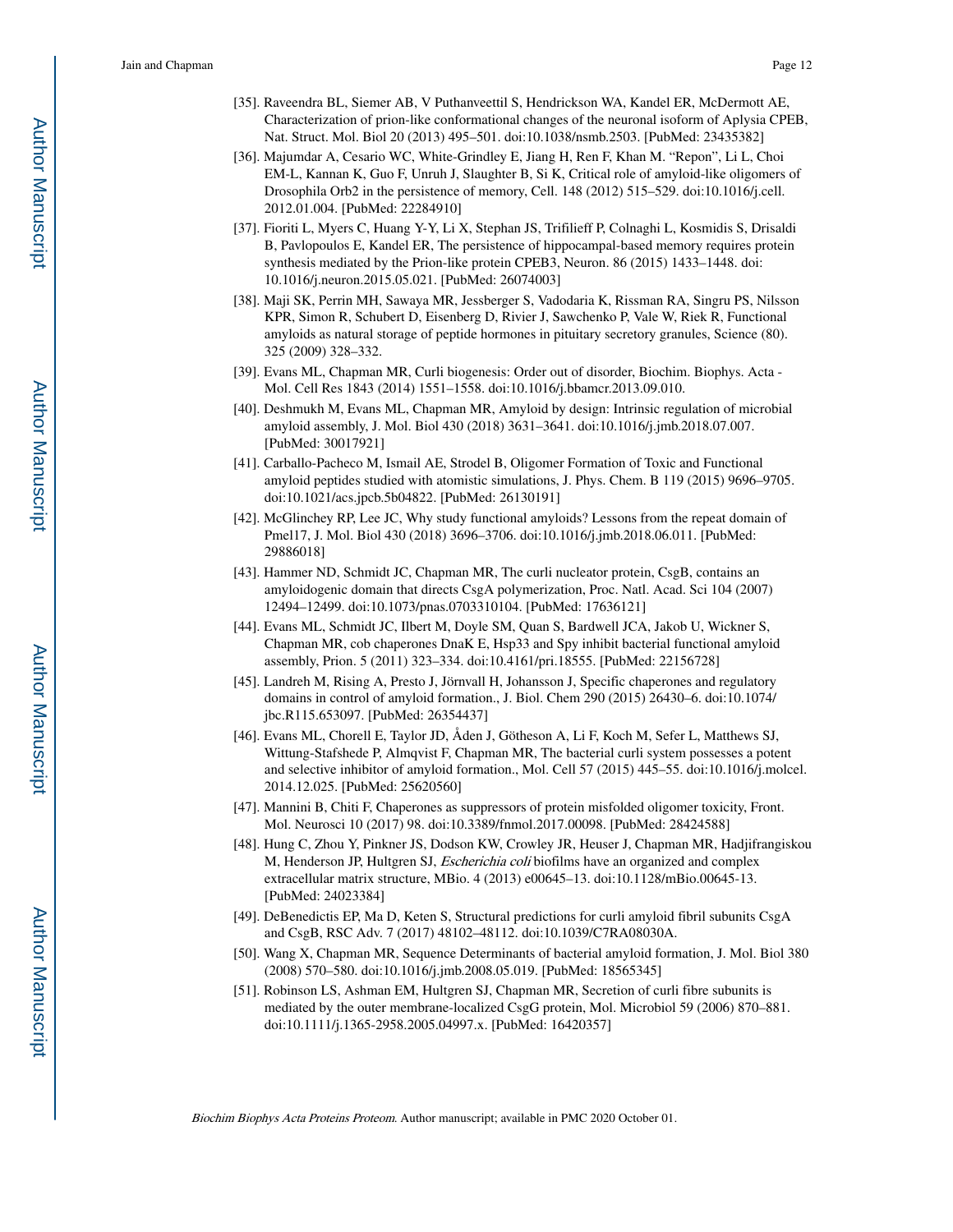[35]. Raveendra BL, Siemer AB, V Puthanveettil S, Hendrickson WA, Kandel ER, McDermott AE, Characterization of prion-like conformational changes of the neuronal isoform of Aplysia CPEB, Nat. Struct. Mol. Biol 20 (2013) 495–501. doi:10.1038/nsmb.2503. [PubMed: 23435382]

[36]. Majumdar A, Cesario WC, White-Grindley E, Jiang H, Ren F, Khan M. "Repon", Li L, Choi EM-L, Kannan K, Guo F, Unruh J, Slaughter B, Si K, Critical role of amyloid-like oligomers of Drosophila Orb2 in the persistence of memory, Cell. 148 (2012) 515–529. doi:10.1016/j.cell.2012.01.004. [PubMed: 22284910]

[37]. Fioriti L, Myers C, Huang Y-Y, Li X, Stephan JS, Trifilieff P, Colnaghi L, Kosmidis S, Drisaldi B, Pavlopoulos E, Kandel ER, The persistence of hippocampal-based memory requires protein synthesis mediated by the Prion-like protein CPEB3, Neuron. 86 (2015) 1433–1448. doi:10.1016/j.neuron.2015.05.021. [PubMed: 26074003]

[38]. Maji SK, Perrin MH, Sawaya MR, Jessberger S, Vadodaria K, Rissman RA, Singru PS, Nilsson KPR, Simon R, Schubert D, Eisenberg D, Rivier J, Sawchenko P, Vale W, Riek R, Functional amyloids as natural storage of peptide hormones in pituitary secretory granules, Science (80). 325 (2009) 328–332.

[39]. Evans ML, Chapman MR, Curli biogenesis: Order out of disorder, Biochim. Biophys. Acta - Mol. Cell Res 1843 (2014) 1551–1558. doi:10.1016/j.bbamcr.2013.09.010.

[40]. Deshmukh M, Evans ML, Chapman MR, Amyloid by design: Intrinsic regulation of microbial amyloid assembly, J. Mol. Biol 430 (2018) 3631–3641. doi:10.1016/j.jmb.2018.07.007. [PubMed: 30017921]

[41]. Carballo-Pacheco M, Ismail AE, Strodel B, Oligomer Formation of Toxic and Functional amyloid peptides studied with atomistic simulations, J. Phys. Chem. B 119 (2015) 9696–9705. doi:10.1021/acs.jpcb.5b04822. [PubMed: 26130191]

[42]. McGlinchey RP, Lee JC, Why study functional amyloids? Lessons from the repeat domain of Pmel17, J. Mol. Biol 430 (2018) 3696–3706. doi:10.1016/j.jmb.2018.06.011. [PubMed: 29886018]

[43]. Hammer ND, Schmidt JC, Chapman MR, The curli nucleator protein, CsgB, contains an amyloidogenic domain that directs CsgA polymerization, Proc. Natl. Acad. Sci 104 (2007) 12494–12499. doi:10.1073/pnas.0703310104. [PubMed: 17636121]

[44]. Evans ML, Schmidt JC, Ilbert M, Doyle SM, Quan S, Bardwell JCA, Jakob U, Wickner S, Chapman MR, cob chaperones DnaK E, Hsp33 and Spy inhibit bacterial functional amyloid assembly, Prion. 5 (2011) 323–334. doi:10.4161/pri.18555. [PubMed: 22156728]

[45]. Landreh M, Rising A, Presto J, Jörnvall H, Johansson J, Specific chaperones and regulatory domains in control of amyloid formation., J. Biol. Chem 290 (2015) 26430–6. doi:10.1074/jbc.R115.653097. [PubMed: 26354437]

[46]. Evans ML, Chorell E, Taylor JD, Åden J, Götheson A, Li F, Koch M, Sefer L, Matthews SJ, Wittung-Stafshede P, Almqvist F, Chapman MR, The bacterial curli system possesses a potent and selective inhibitor of amyloid formation., Mol. Cell 57 (2015) 445–55. doi:10.1016/j.molcel.2014.12.025. [PubMed: 25620560]

[47]. Mannini B, Chiti F, Chaperones as suppressors of protein misfolded oligomer toxicity, Front. Mol. Neurosci 10 (2017) 98. doi:10.3389/fnmol.2017.00098. [PubMed: 28424588]

[48]. Hung C, Zhou Y, Pinkner JS, Dodson KW, Crowley JR, Heuser J, Chapman MR, Hadjifrangiskou M, Henderson JP, Hultgren SJ, *Escherichia coli* biofilms have an organized and complex extracellular matrix structure, MBio. 4 (2013) e00645–13. doi:10.1128/mBio.00645-13. [PubMed: 24023384]

[49]. DeBenedictis EP, Ma D, Keten S, Structural predictions for curli amyloid fibril subunits CsgA and CsgB, RSC Adv. 7 (2017) 48102–48112. doi:10.1039/C7RA08030A.

[50]. Wang X, Chapman MR, Sequence Determinants of bacterial amyloid formation, J. Mol. Biol 380 (2008) 570–580. doi:10.1016/j.jmb.2008.05.019. [PubMed: 18565345]

[51]. Robinson LS, Ashman EM, Hultgren SJ, Chapman MR, Secretion of curli fibre subunits is mediated by the outer membrane-localized CsgG protein, Mol. Microbiol 59 (2006) 870–881. doi:10.1111/j.1365-2958.2005.04997.x. [PubMed: 16420357]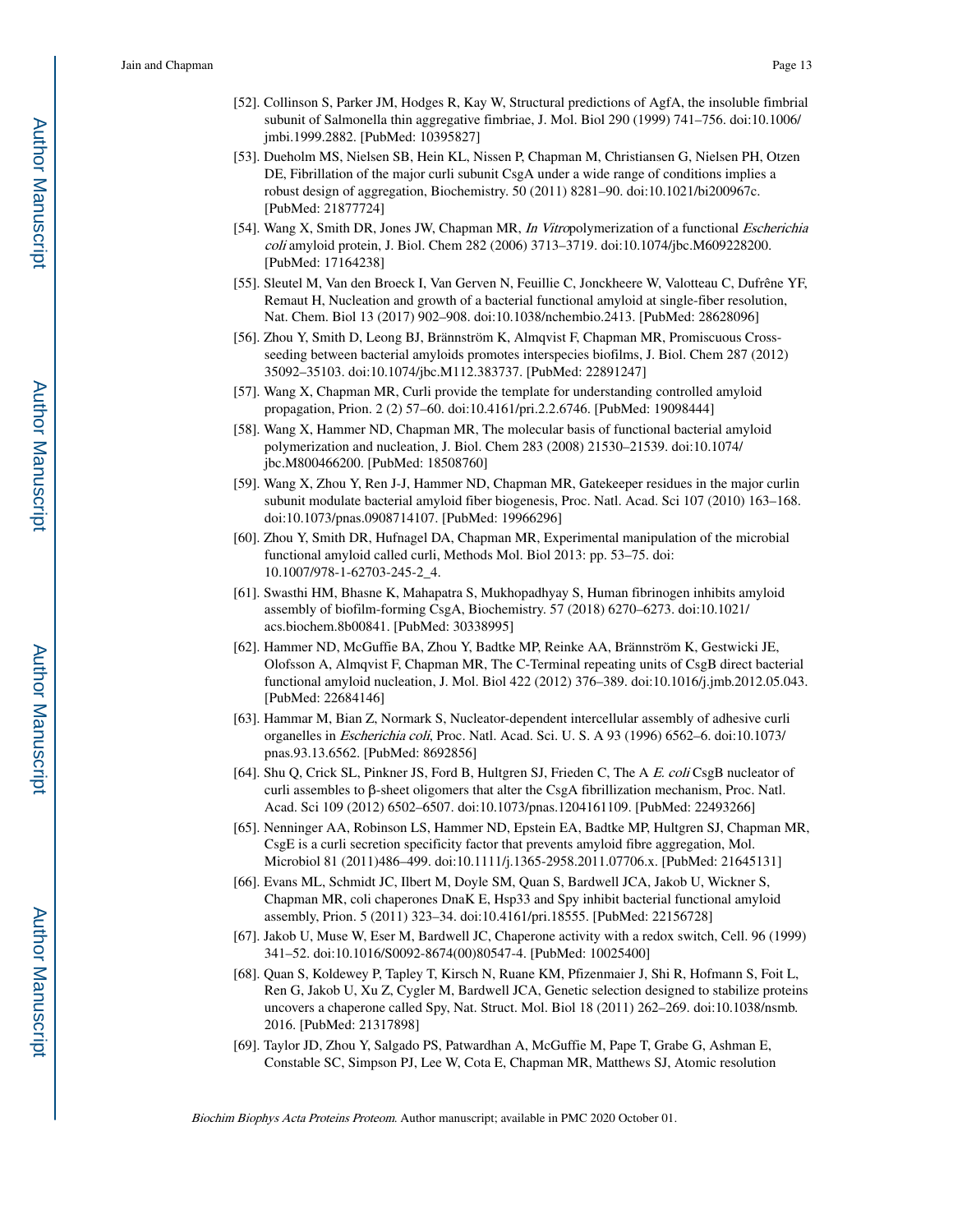[52]. Collinson S, Parker JM, Hodges R, Kay W, Structural predictions of AgfA, the insoluble fimbrial subunit of Salmonella thin aggregative fimbriae, J. Mol. Biol 290 (1999) 741–756. doi:10.1006/jmbi.1999.2882. [PubMed: 10395827]

[53]. Dueholm MS, Nielsen SB, Hein KL, Nissen P, Chapman M, Christiansen G, Nielsen PH, Otzen DE, Fibrillation of the major curli subunit CsgA under a wide range of conditions implies a robust design of aggregation, Biochemistry. 50 (2011) 8281–90. doi:10.1021/bi200967c. [PubMed: 21877724]

[54]. Wang X, Smith DR, Jones JW, Chapman MR, *In Vitro*polymerization of a functional *Escherichia coli* amyloid protein, J. Biol. Chem 282 (2006) 3713–3719. doi:10.1074/jbc.M609228200. [PubMed: 17164238]

[55]. Sleutel M, Van den Broeck I, Van Gerven N, Feuillie C, Jonckheere W, Valotteau C, Dufrêne YF, Remaut H, Nucleation and growth of a bacterial functional amyloid at single-fiber resolution, Nat. Chem. Biol 13 (2017) 902–908. doi:10.1038/nchembio.2413. [PubMed: 28628096]

[56]. Zhou Y, Smith D, Leong BJ, Brännström K, Almqvist F, Chapman MR, Promiscuous Cross-seeding between bacterial amyloids promotes interspecies biofilms, J. Biol. Chem 287 (2012) 35092–35103. doi:10.1074/jbc.M112.383737. [PubMed: 22891247]

[57]. Wang X, Chapman MR, Curli provide the template for understanding controlled amyloid propagation, Prion. 2 (2) 57–60. doi:10.4161/pri.2.2.6746. [PubMed: 19098444]

[58]. Wang X, Hammer ND, Chapman MR, The molecular basis of functional bacterial amyloid polymerization and nucleation, J. Biol. Chem 283 (2008) 21530–21539. doi:10.1074/jbc.M800466200. [PubMed: 18508760]

[59]. Wang X, Zhou Y, Ren J-J, Hammer ND, Chapman MR, Gatekeeper residues in the major curlin subunit modulate bacterial amyloid fiber biogenesis, Proc. Natl. Acad. Sci 107 (2010) 163–168. doi:10.1073/pnas.0908714107. [PubMed: 19966296]

[60]. Zhou Y, Smith DR, Hufnagel DA, Chapman MR, Experimental manipulation of the microbial functional amyloid called curli, Methods Mol. Biol 2013: pp. 53–75. doi: 10.1007/978-1-62703-245-2_4.

[61]. Swasthi HM, Bhasne K, Mahapatra S, Mukhopadhyay S, Human fibrinogen inhibits amyloid assembly of biofilm-forming CsgA, Biochemistry. 57 (2018) 6270–6273. doi:10.1021/acs.biochem.8b00841. [PubMed: 30338995]

[62]. Hammer ND, McGuffie BA, Zhou Y, Badtke MP, Reinke AA, Brännström K, Gestwicki JE, Olofsson A, Almqvist F, Chapman MR, The C-Terminal repeating units of CsgB direct bacterial functional amyloid nucleation, J. Mol. Biol 422 (2012) 376–389. doi:10.1016/j.jmb.2012.05.043. [PubMed: 22684146]

[63]. Hammar M, Bian Z, Normark S, Nucleator-dependent intercellular assembly of adhesive curli organelles in *Escherichia coli*, Proc. Natl. Acad. Sci. U. S. A 93 (1996) 6562–6. doi:10.1073/pnas.93.13.6562. [PubMed: 8692856]

[64]. Shu Q, Crick SL, Pinkner JS, Ford B, Hultgren SJ, Frieden C, The A *E. coli* CsgB nucleator of curli assembles to β-sheet oligomers that alter the CsgA fibrillization mechanism, Proc. Natl. Acad. Sci 109 (2012) 6502–6507. doi:10.1073/pnas.1204161109. [PubMed: 22493266]

[65]. Nenninger AA, Robinson LS, Hammer ND, Epstein EA, Badtke MP, Hultgren SJ, Chapman MR, CsgE is a curli secretion specificity factor that prevents amyloid fibre aggregation, Mol. Microbiol 81 (2011)486–499. doi:10.1111/j.1365-2958.2011.07706.x. [PubMed: 21645131]

[66]. Evans ML, Schmidt JC, Ilbert M, Doyle SM, Quan S, Bardwell JCA, Jakob U, Wickner S, Chapman MR, coli chaperones DnaK E, Hsp33 and Spy inhibit bacterial functional amyloid assembly, Prion. 5 (2011) 323–34. doi:10.4161/pri.18555. [PubMed: 22156728]

[67]. Jakob U, Muse W, Eser M, Bardwell JC, Chaperone activity with a redox switch, Cell. 96 (1999) 341–52. doi:10.1016/S0092-8674(00)80547-4. [PubMed: 10025400]

[68]. Quan S, Koldewey P, Tapley T, Kirsch N, Ruane KM, Pfizenmaier J, Shi R, Hofmann S, Foit L, Ren G, Jakob U, Xu Z, Cygler M, Bardwell JCA, Genetic selection designed to stabilize proteins uncovers a chaperone called Spy, Nat. Struct. Mol. Biol 18 (2011) 262–269. doi:10.1038/nsmb.2016. [PubMed: 21317898]

[69]. Taylor JD, Zhou Y, Salgado PS, Patwardhan A, McGuffie M, Pape T, Grabe G, Ashman E, Constable SC, Simpson PJ, Lee W, Cota E, Chapman MR, Matthews SJ, Atomic resolution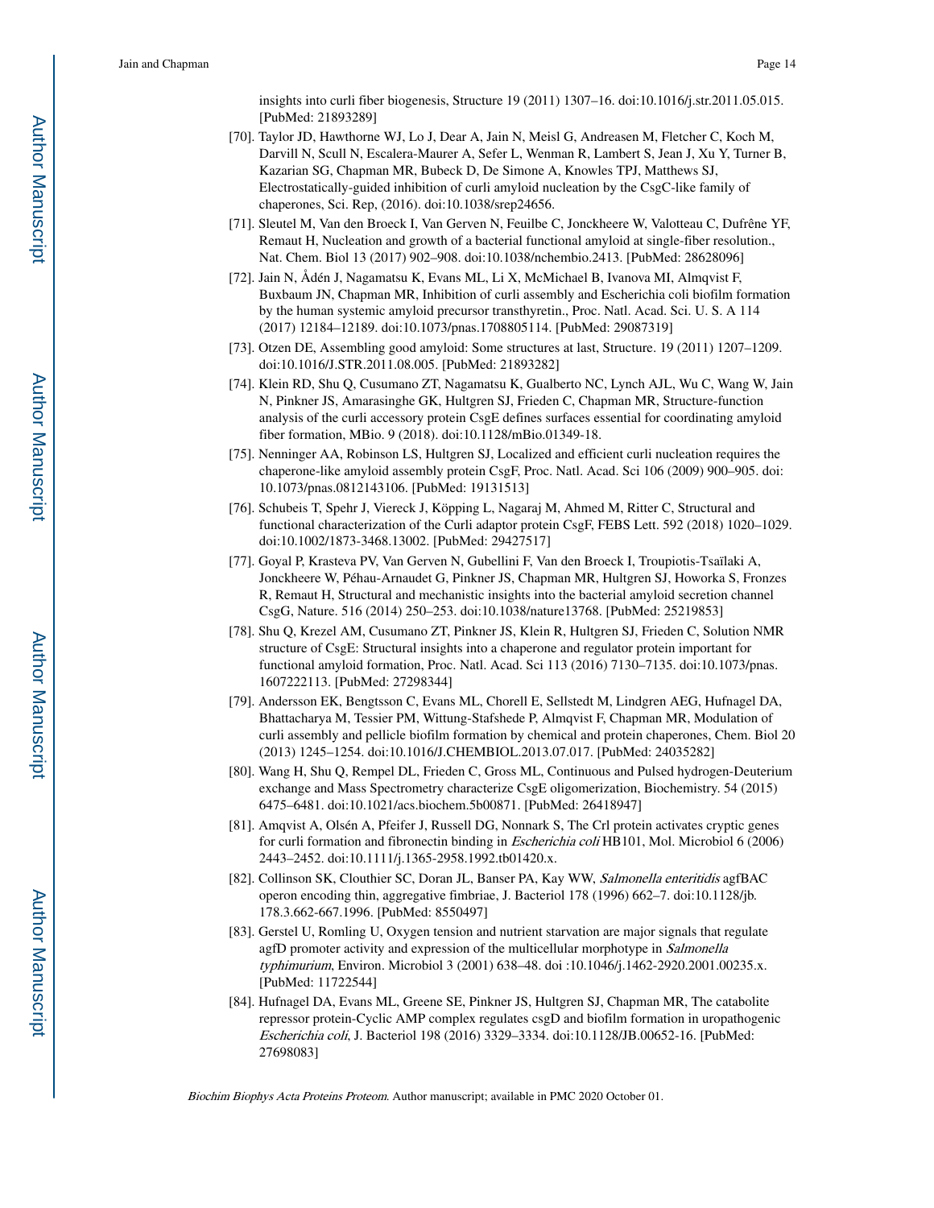insights into curli fiber biogenesis, Structure 19 (2011) 1307–16. doi:10.1016/j.str.2011.05.015. [PubMed: 21893289]

[70]. Taylor JD, Hawthorne WJ, Lo J, Dear A, Jain N, Meisl G, Andreasen M, Fletcher C, Koch M, Darvill N, Scull N, Escalera-Maurer A, Sefer L, Wenman R, Lambert S, Jean J, Xu Y, Turner B, Kazarian SG, Chapman MR, Bubeck D, De Simone A, Knowles TPJ, Matthews SJ, Electrostatically-guided inhibition of curli amyloid nucleation by the CsgC-like family of chaperones, Sci. Rep, (2016). doi:10.1038/srep24656.

[71]. Sleutel M, Van den Broeck I, Van Gerven N, Feuilbe C, Jonckheere W, Valotteau C, Dufrêne YF, Remaut H, Nucleation and growth of a bacterial functional amyloid at single-fiber resolution., Nat. Chem. Biol 13 (2017) 902–908. doi:10.1038/nchembio.2413. [PubMed: 28628096]

[72]. Jain N, Ådén J, Nagamatsu K, Evans ML, Li X, McMichael B, Ivanova MI, Almqvist F, Buxbaum JN, Chapman MR, Inhibition of curli assembly and Escherichia coli biofilm formation by the human systemic amyloid precursor transthyretin., Proc. Natl. Acad. Sci. U. S. A 114 (2017) 12184–12189. doi:10.1073/pnas.1708805114. [PubMed: 29087319]

[73]. Otzen DE, Assembling good amyloid: Some structures at last, Structure. 19 (2011) 1207–1209. doi:10.1016/J.STR.2011.08.005. [PubMed: 21893282]

[74]. Klein RD, Shu Q, Cusumano ZT, Nagamatsu K, Gualberto NC, Lynch AJL, Wu C, Wang W, Jain N, Pinkner JS, Amarasinghe GK, Hultgren SJ, Frieden C, Chapman MR, Structure-function analysis of the curli accessory protein CsgE defines surfaces essential for coordinating amyloid fiber formation, MBio. 9 (2018). doi:10.1128/mBio.01349-18.

[75]. Nenninger AA, Robinson LS, Hultgren SJ, Localized and efficient curli nucleation requires the chaperone-like amyloid assembly protein CsgF, Proc. Natl. Acad. Sci 106 (2009) 900–905. doi: 10.1073/pnas.0812143106. [PubMed: 19131513]

[76]. Schubeis T, Spehr J, Viereck J, Köpping L, Nagaraj M, Ahmed M, Ritter C, Structural and functional characterization of the Curli adaptor protein CsgF, FEBS Lett. 592 (2018) 1020–1029. doi:10.1002/1873-3468.13002. [PubMed: 29427517]

[77]. Goyal P, Krasteva PV, Van Gerven N, Gubellini F, Van den Broeck I, Troupiotis-Tsaïlaki A, Jonckheere W, Péhau-Arnaudet G, Pinkner JS, Chapman MR, Hultgren SJ, Howorka S, Fronzes R, Remaut H, Structural and mechanistic insights into the bacterial amyloid secretion channel CsgG, Nature. 516 (2014) 250–253. doi:10.1038/nature13768. [PubMed: 25219853]

[78]. Shu Q, Krezel AM, Cusumano ZT, Pinkner JS, Klein R, Hultgren SJ, Frieden C, Solution NMR structure of CsgE: Structural insights into a chaperone and regulator protein important for functional amyloid formation, Proc. Natl. Acad. Sci 113 (2016) 7130–7135. doi:10.1073/pnas.1607222113. [PubMed: 27298344]

[79]. Andersson EK, Bengtsson C, Evans ML, Chorell E, Sellstedt M, Lindgren AEG, Hufnagel DA, Bhattacharya M, Tessier PM, Wittung-Stafshede P, Almqvist F, Chapman MR, Modulation of curli assembly and pellicle biofilm formation by chemical and protein chaperones, Chem. Biol 20 (2013) 1245–1254. doi:10.1016/J.CHEMBIOL.2013.07.017. [PubMed: 24035282]

[80]. Wang H, Shu Q, Rempel DL, Frieden C, Gross ML, Continuous and Pulsed hydrogen-Deuterium exchange and Mass Spectrometry characterize CsgE oligomerization, Biochemistry. 54 (2015) 6475–6481. doi:10.1021/acs.biochem.5b00871. [PubMed: 26418947]

[81]. Amqvist A, Olsén A, Pfeifer J, Russell DG, Nonnark S, The Crl protein activates cryptic genes for curli formation and fibronectin binding in *Escherichia coli* HB101, Mol. Microbiol 6 (2006) 2443–2452. doi:10.1111/j.1365-2958.1992.tb01420.x.

[82]. Collinson SK, Clouthier SC, Doran JL, Banser PA, Kay WW, *Salmonella enteritidis* agfBAC operon encoding thin, aggregative fimbriae, J. Bacteriol 178 (1996) 662–7. doi:10.1128/jb.178.3.662-667.1996. [PubMed: 8550497]

[83]. Gerstel U, Romling U, Oxygen tension and nutrient starvation are major signals that regulate agfD promoter activity and expression of the multicellular morphotype in *Salmonella typhimurium*, Environ. Microbiol 3 (2001) 638–48. doi :10.1046/j.1462-2920.2001.00235.x. [PubMed: 11722544]

[84]. Hufnagel DA, Evans ML, Greene SE, Pinkner JS, Hultgren SJ, Chapman MR, The catabolite repressor protein-Cyclic AMP complex regulates csgD and biofilm formation in uropathogenic *Escherichia coli*, J. Bacteriol 198 (2016) 3329–3334. doi:10.1128/JB.00652-16. [PubMed: 27698083]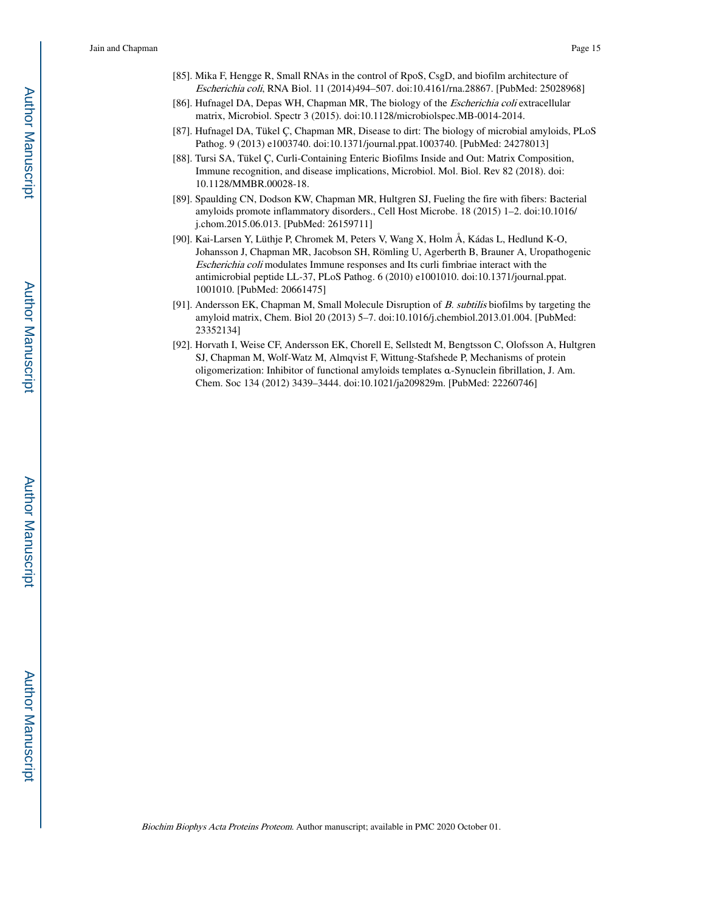[85]. Mika F, Hengge R, Small RNAs in the control of RpoS, CsgD, and biofilm architecture of *Escherichia coli*, RNA Biol. 11 (2014)494–507. doi:10.4161/rna.28867. [PubMed: 25028968]

[86]. Hufnagel DA, Depas WH, Chapman MR, The biology of the *Escherichia coli* extracellular matrix, Microbiol. Spectr 3 (2015). doi:10.1128/microbiolspec.MB-0014-2014.

[87]. Hufnagel DA, Tükel Ç, Chapman MR, Disease to dirt: The biology of microbial amyloids, PLoS Pathog. 9 (2013) e1003740. doi:10.1371/journal.ppat.1003740. [PubMed: 24278013]

[88]. Tursi SA, Tükel Ç, Curli-Containing Enteric Biofilms Inside and Out: Matrix Composition, Immune recognition, and disease implications, Microbiol. Mol. Biol. Rev 82 (2018). doi: 10.1128/MMBR.00028-18.

[89]. Spaulding CN, Dodson KW, Chapman MR, Hultgren SJ, Fueling the fire with fibers: Bacterial amyloids promote inflammatory disorders., Cell Host Microbe. 18 (2015) 1–2. doi:10.1016/j.chom.2015.06.013. [PubMed: 26159711]

[90]. Kai-Larsen Y, Lüthje P, Chromek M, Peters V, Wang X, Holm Å, Kádas L, Hedlund K-O, Johansson J, Chapman MR, Jacobson SH, Römling U, Agerberth B, Brauner A, Uropathogenic *Escherichia coli* modulates Immune responses and Its curli fimbriae interact with the antimicrobial peptide LL-37, PLoS Pathog. 6 (2010) e1001010. doi:10.1371/journal.ppat.1001010. [PubMed: 20661475]

[91]. Andersson EK, Chapman M, Small Molecule Disruption of *B. subtilis* biofilms by targeting the amyloid matrix, Chem. Biol 20 (2013) 5–7. doi:10.1016/j.chembiol.2013.01.004. [PubMed: 23352134]

[92]. Horvath I, Weise CF, Andersson EK, Chorell E, Sellstedt M, Bengtsson C, Olofsson A, Hultgren SJ, Chapman M, Wolf-Watz M, Almqvist F, Wittung-Stafshede P, Mechanisms of protein oligomerization: Inhibitor of functional amyloids templates α-Synuclein fibrillation, J. Am. Chem. Soc 134 (2012) 3439–3444. doi:10.1021/ja209829m. [PubMed: 22260746]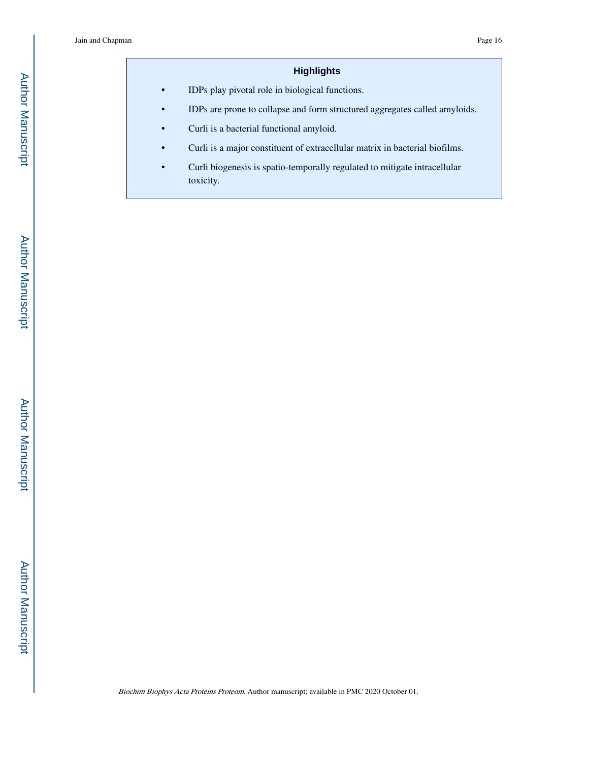## Highlights

- IDPs play pivotal role in biological functions.
- IDPs are prone to collapse and form structured aggregates called amyloids.
- Curli is a bacterial functional amyloid.
- Curli is a major constituent of extracellular matrix in bacterial biofilms.
- Curli biogenesis is spatio-temporally regulated to mitigate intracellular toxicity.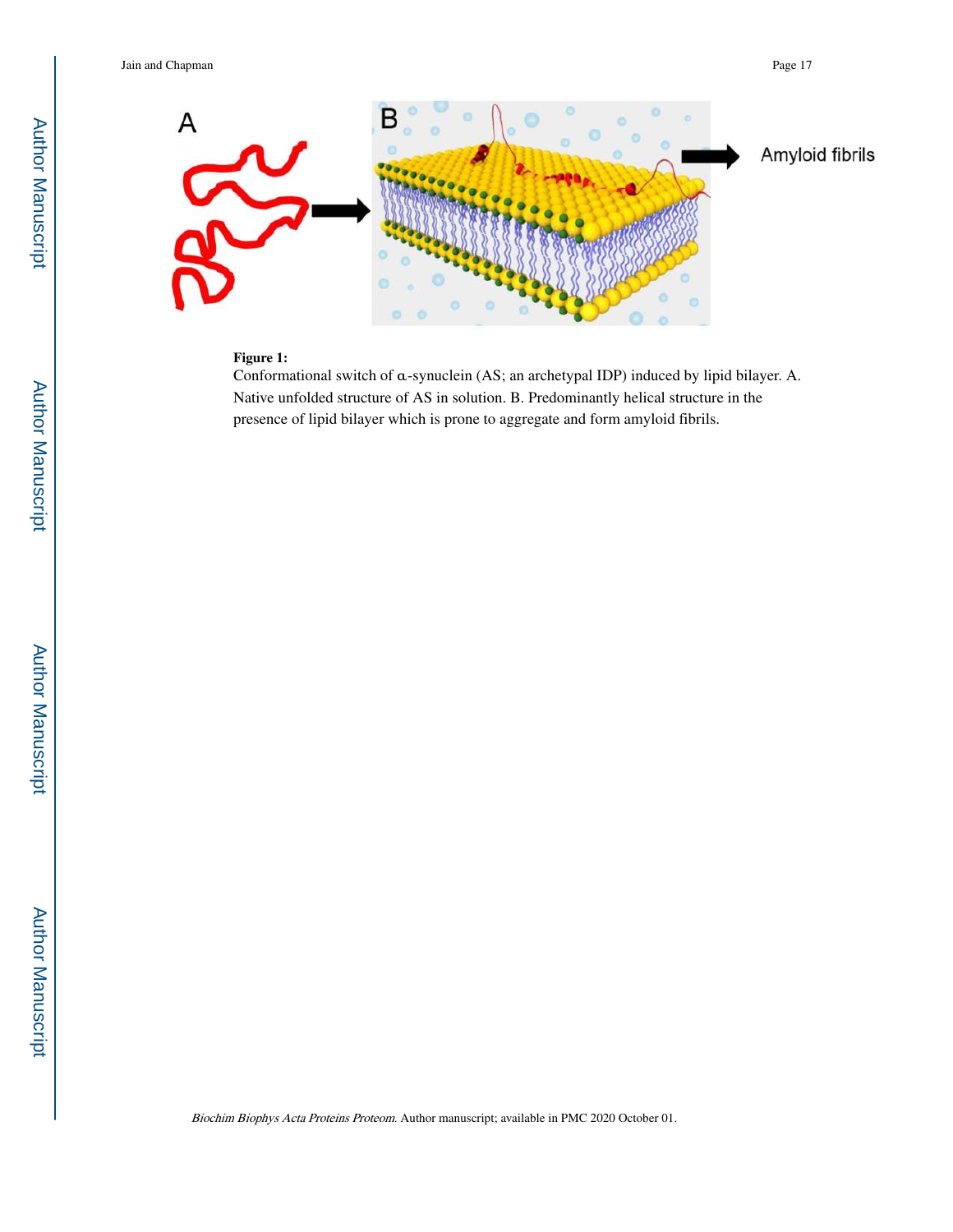**Figure 1:**

Conformational switch of α-synuclein (AS; an archetypal IDP) induced by lipid bilayer. A. Native unfolded structure of AS in solution. B. Predominantly helical structure in the presence of lipid bilayer which is prone to aggregate and form amyloid fibrils.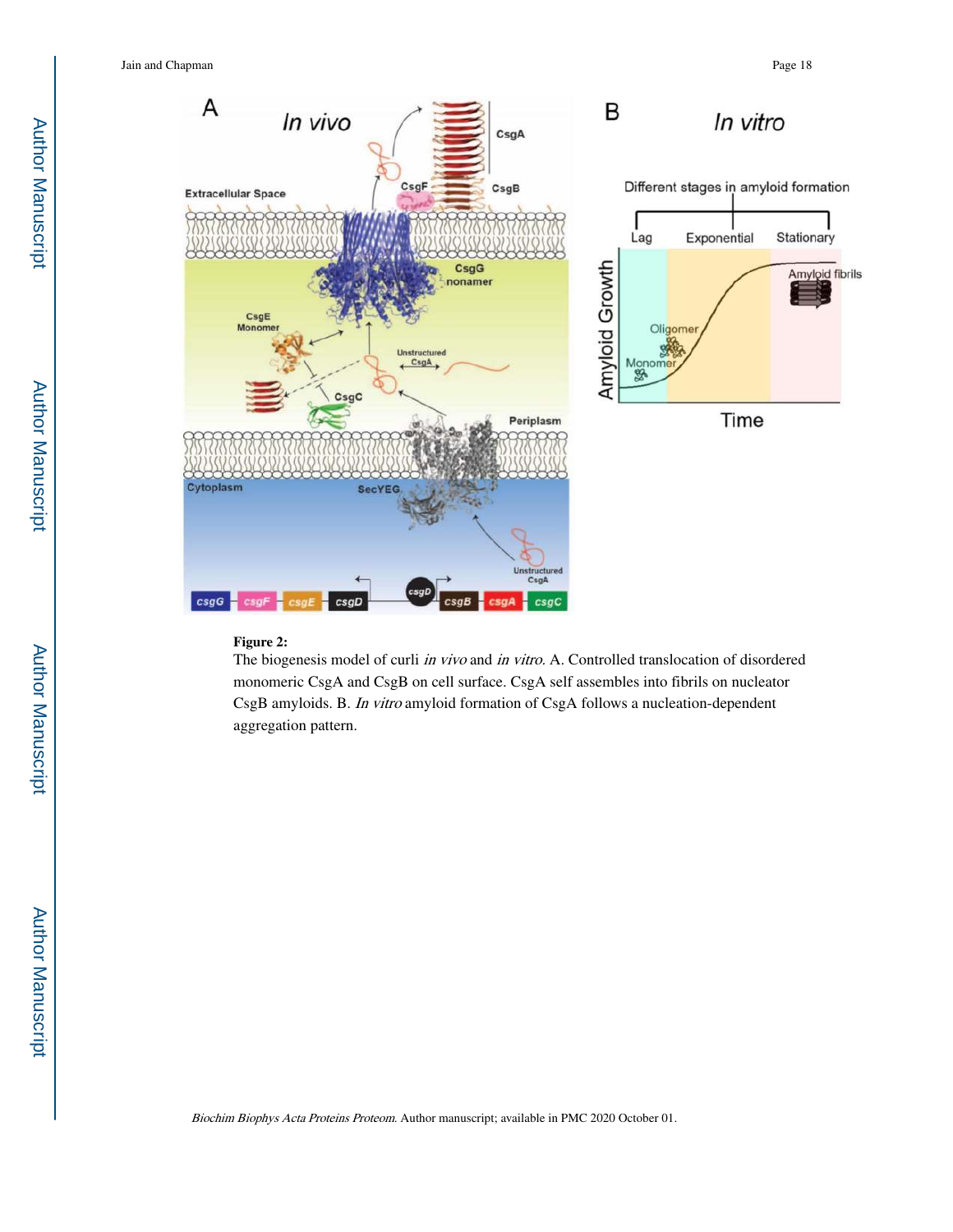**Figure 2:**

The biogenesis model of curli *in vivo* and *in vitro*. A. Controlled translocation of disordered monomeric CsgA and CsgB on cell surface. CsgA self assembles into fibrils on nucleator CsgB amyloids. B. *In vitro* amyloid formation of CsgA follows a nucleation-dependent aggregation pattern.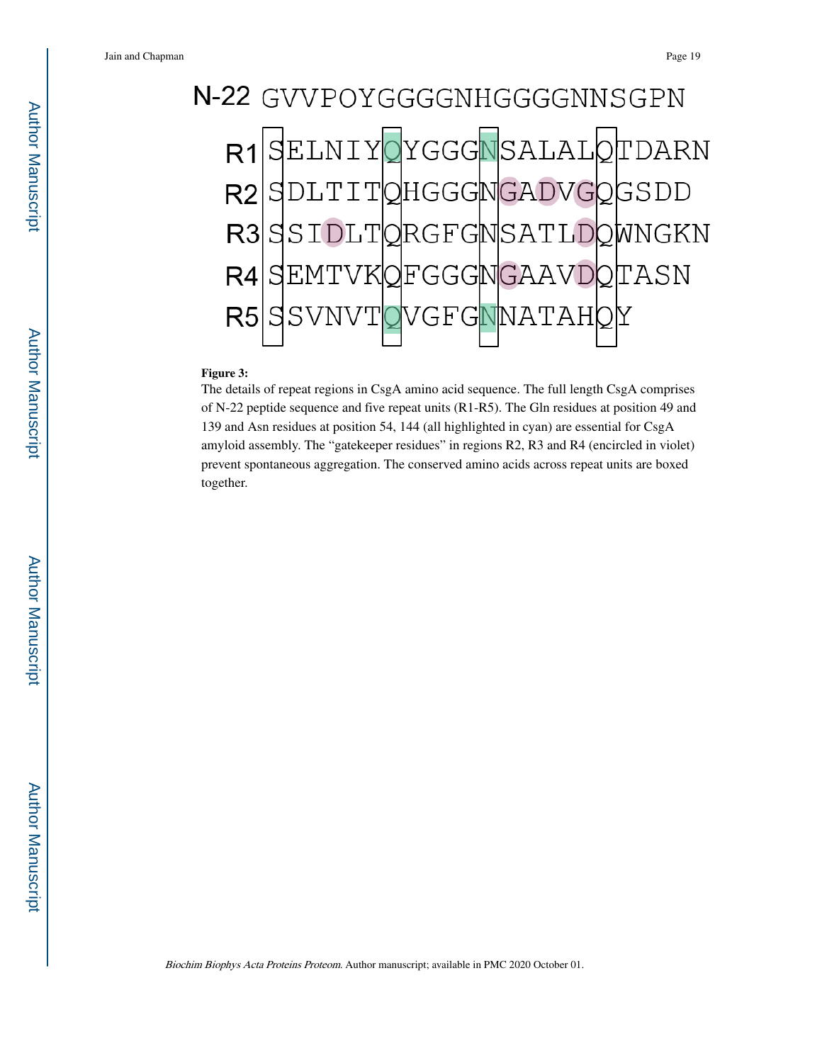N-22 GVVPQYGGGGNHGGGGNNSGPN

R1 SELNIYQYGGGNSALALQTDARN

R2 SDLTITQHGGGNGADVGQGSDD

R3 SSIDLTQRGFGNSATLDQWNGKN

R4 SEMTVKQFGGGNGAAVDQTASN

R5 SSVNVTQVGFGNNATAHQY

**Figure 3:**

The details of repeat regions in CsgA amino acid sequence. The full length CsgA comprises of N-22 peptide sequence and five repeat units (R1-R5). The Gln residues at position 49 and 139 and Asn residues at position 54, 144 (all highlighted in cyan) are essential for CsgA amyloid assembly. The "gatekeeper residues" in regions R2, R3 and R4 (encircled in violet) prevent spontaneous aggregation. The conserved amino acids across repeat units are boxed together.